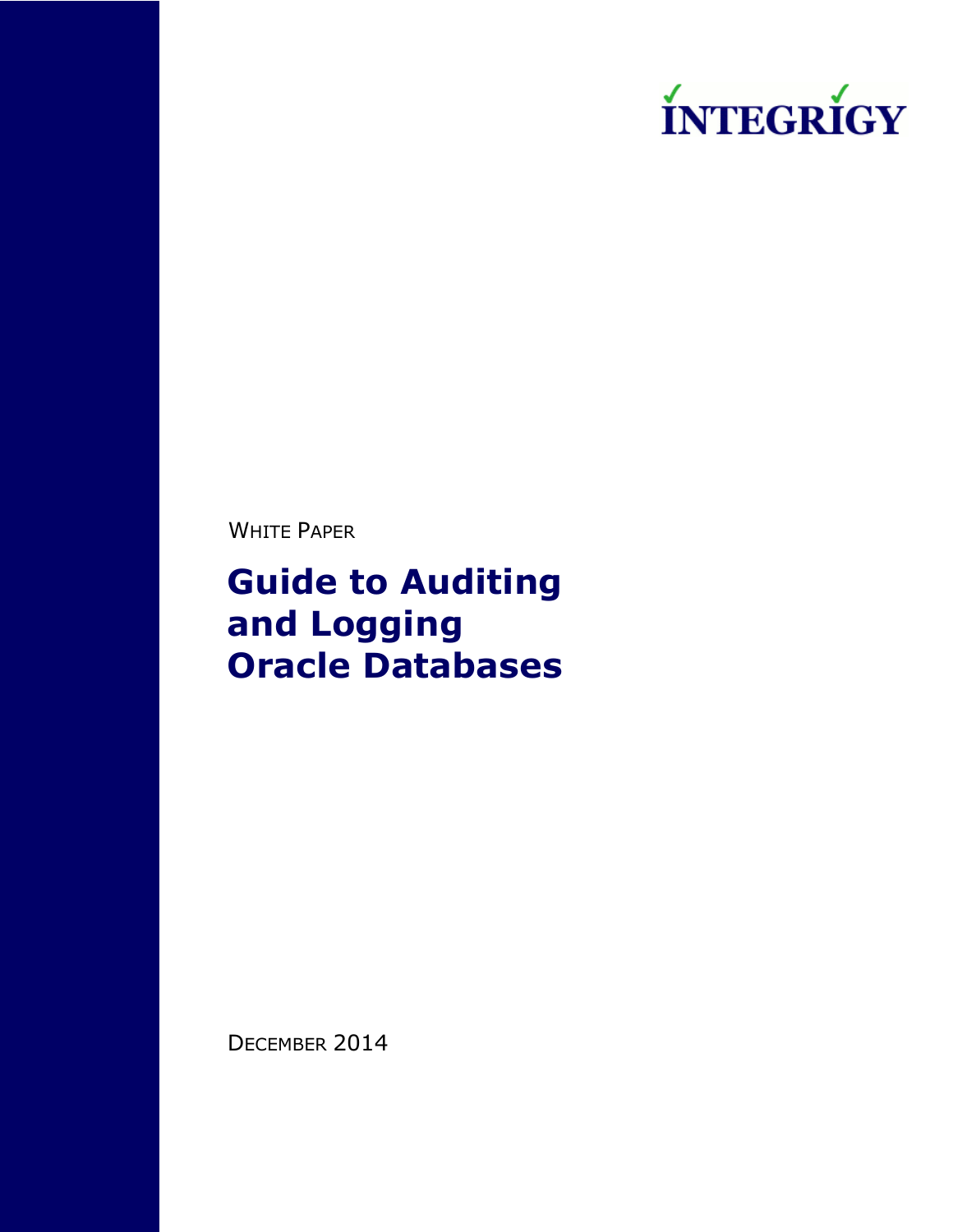INTEGRIGY

WHITE PAPER

# Guide to Auditing and Logging Oracle Databases

DECEMBER 2014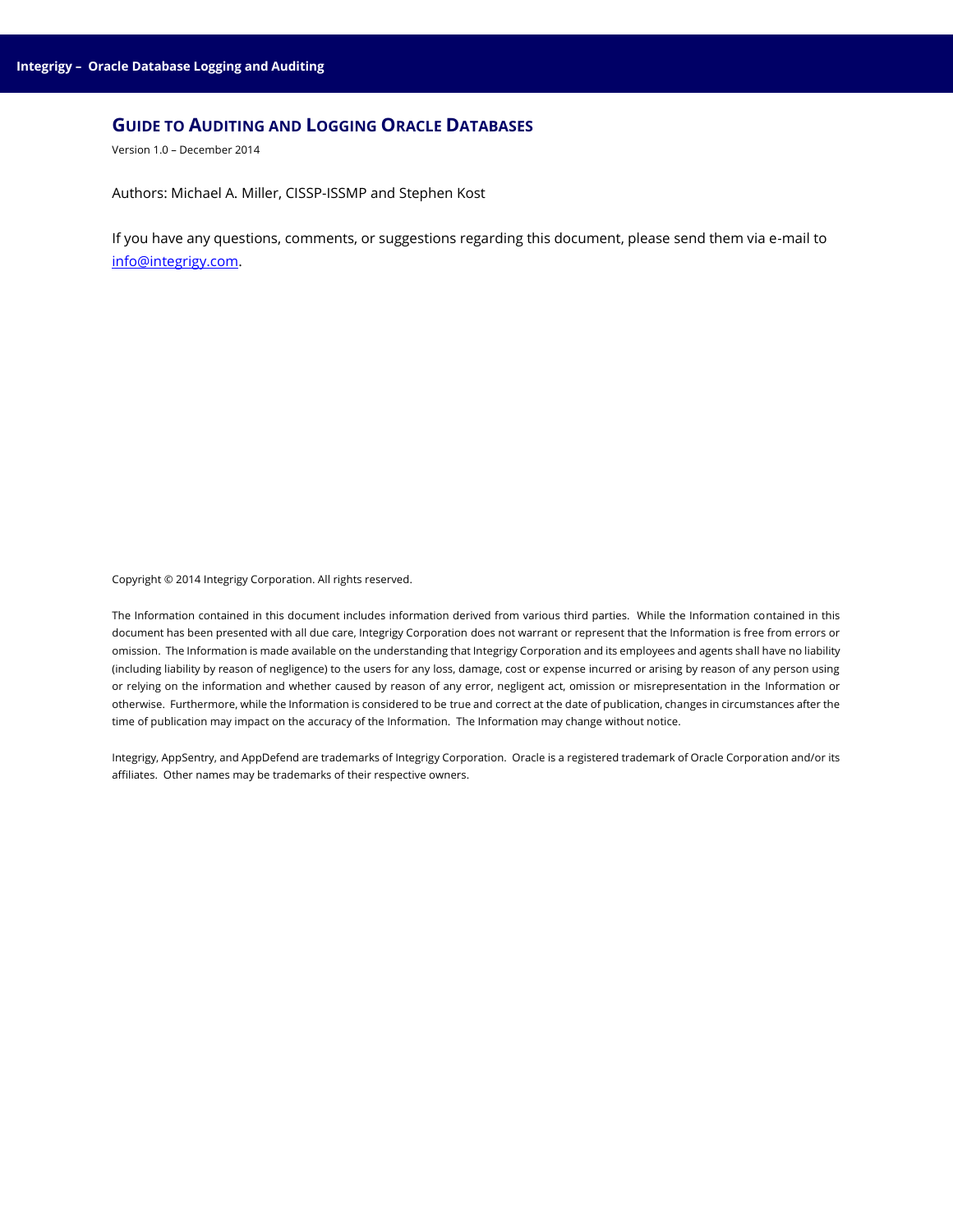# GUIDE TO AUDITING AND LOGGING ORACLE DATABASES

Version 1.0 – December 2014

Authors: Michael A. Miller, CISSP-ISSMP and Stephen Kost

If you have any questions, comments, or suggestions regarding this document, please send them via e-mail to [info@integrigy.com](mailto:info@integrigy.com).

Copyright © 2014 Integrigy Corporation. All rights reserved.

The Information contained in this document includes information derived from various third parties. While the Information contained in this document has been presented with all due care, Integrigy Corporation does not warrant or represent that the Information is free from errors or omission. The Information is made available on the understanding that Integrigy Corporation and its employees and agents shall have no liability (including liability by reason of negligence) to the users for any loss, damage, cost or expense incurred or arising by reason of any person using or relying on the information and whether caused by reason of any error, negligent act, omission or misrepresentation in the Information or otherwise. Furthermore, while the Information is considered to be true and correct at the date of publication, changes in circumstances after the time of publication may impact on the accuracy of the Information. The Information may change without notice.

Integrigy, AppSentry, and AppDefend are trademarks of Integrigy Corporation. Oracle is a registered trademark of Oracle Corporation and/or its affiliates. Other names may be trademarks of their respective owners.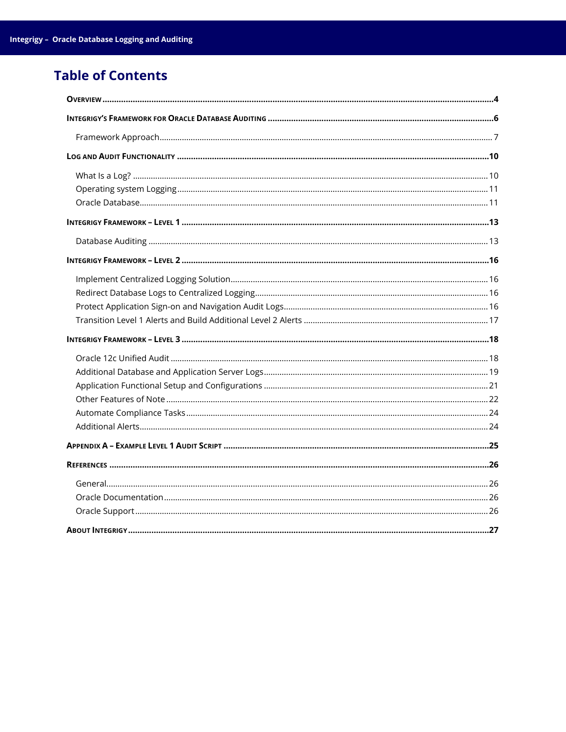# Table of Contents

**OVERVIEW** ..... 4

**INTEGRIGY'S FRAMEWORK FOR ORACLE DATABASE AUDITING** ..... 6

- Framework Approach ..... 7

**LOG AND AUDIT FUNCTIONALITY** ..... 10

- What Is a Log? ..... 10
- Operating system Logging ..... 11
- Oracle Database ..... 11

**INTEGRIGY FRAMEWORK – LEVEL 1** ..... 13

- Database Auditing ..... 13

**INTEGRIGY FRAMEWORK – LEVEL 2** ..... 16

- Implement Centralized Logging Solution ..... 16
- Redirect Database Logs to Centralized Logging ..... 16
- Protect Application Sign-on and Navigation Audit Logs ..... 16
- Transition Level 1 Alerts and Build Additional Level 2 Alerts ..... 17

**INTEGRIGY FRAMEWORK – LEVEL 3** ..... 18

- Oracle 12c Unified Audit ..... 18
- Additional Database and Application Server Logs ..... 19
- Application Functional Setup and Configurations ..... 21
- Other Features of Note ..... 22
- Automate Compliance Tasks ..... 24
- Additional Alerts ..... 24

**APPENDIX A – EXAMPLE LEVEL 1 AUDIT SCRIPT** ..... 25

**REFERENCES** ..... 26

- General ..... 26
- Oracle Documentation ..... 26
- Oracle Support ..... 26

**ABOUT INTEGRIGY** ..... 27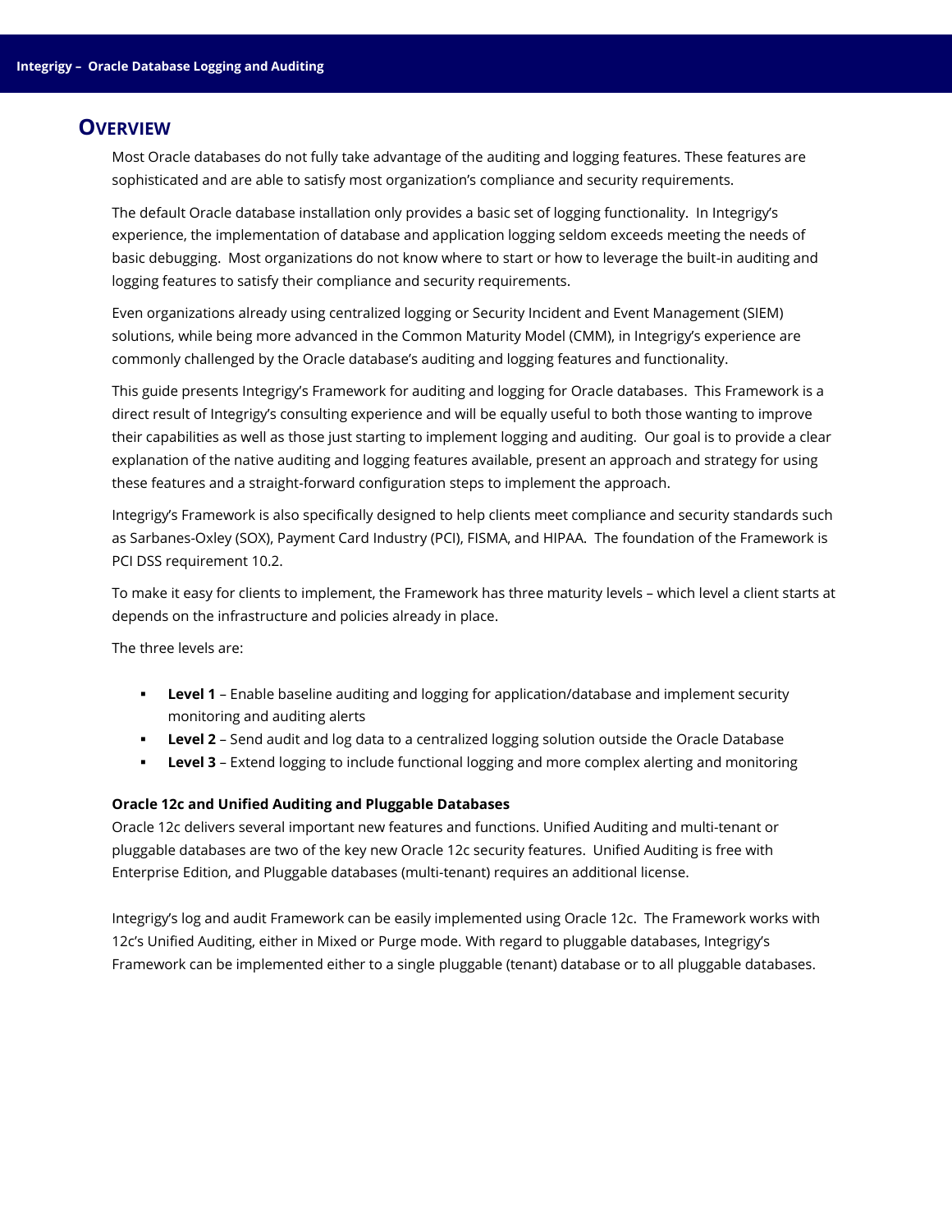# Overview

Most Oracle databases do not fully take advantage of the auditing and logging features. These features are sophisticated and are able to satisfy most organization's compliance and security requirements.

The default Oracle database installation only provides a basic set of logging functionality. In Integrigy's experience, the implementation of database and application logging seldom exceeds meeting the needs of basic debugging. Most organizations do not know where to start or how to leverage the built-in auditing and logging features to satisfy their compliance and security requirements.

Even organizations already using centralized logging or Security Incident and Event Management (SIEM) solutions, while being more advanced in the Common Maturity Model (CMM), in Integrigy's experience are commonly challenged by the Oracle database's auditing and logging features and functionality.

This guide presents Integrigy's Framework for auditing and logging for Oracle databases. This Framework is a direct result of Integrigy's consulting experience and will be equally useful to both those wanting to improve their capabilities as well as those just starting to implement logging and auditing. Our goal is to provide a clear explanation of the native auditing and logging features available, present an approach and strategy for using these features and a straight-forward configuration steps to implement the approach.

Integrigy's Framework is also specifically designed to help clients meet compliance and security standards such as Sarbanes-Oxley (SOX), Payment Card Industry (PCI), FISMA, and HIPAA. The foundation of the Framework is PCI DSS requirement 10.2.

To make it easy for clients to implement, the Framework has three maturity levels – which level a client starts at depends on the infrastructure and policies already in place.

The three levels are:

- **Level 1** – Enable baseline auditing and logging for application/database and implement security monitoring and auditing alerts
- **Level 2** – Send audit and log data to a centralized logging solution outside the Oracle Database
- **Level 3** – Extend logging to include functional logging and more complex alerting and monitoring

**Oracle 12c and Unified Auditing and Pluggable Databases**

Oracle 12c delivers several important new features and functions. Unified Auditing and multi-tenant or pluggable databases are two of the key new Oracle 12c security features. Unified Auditing is free with Enterprise Edition, and Pluggable databases (multi-tenant) requires an additional license.

Integrigy's log and audit Framework can be easily implemented using Oracle 12c. The Framework works with 12c's Unified Auditing, either in Mixed or Purge mode. With regard to pluggable databases, Integrigy's Framework can be implemented either to a single pluggable (tenant) database or to all pluggable databases.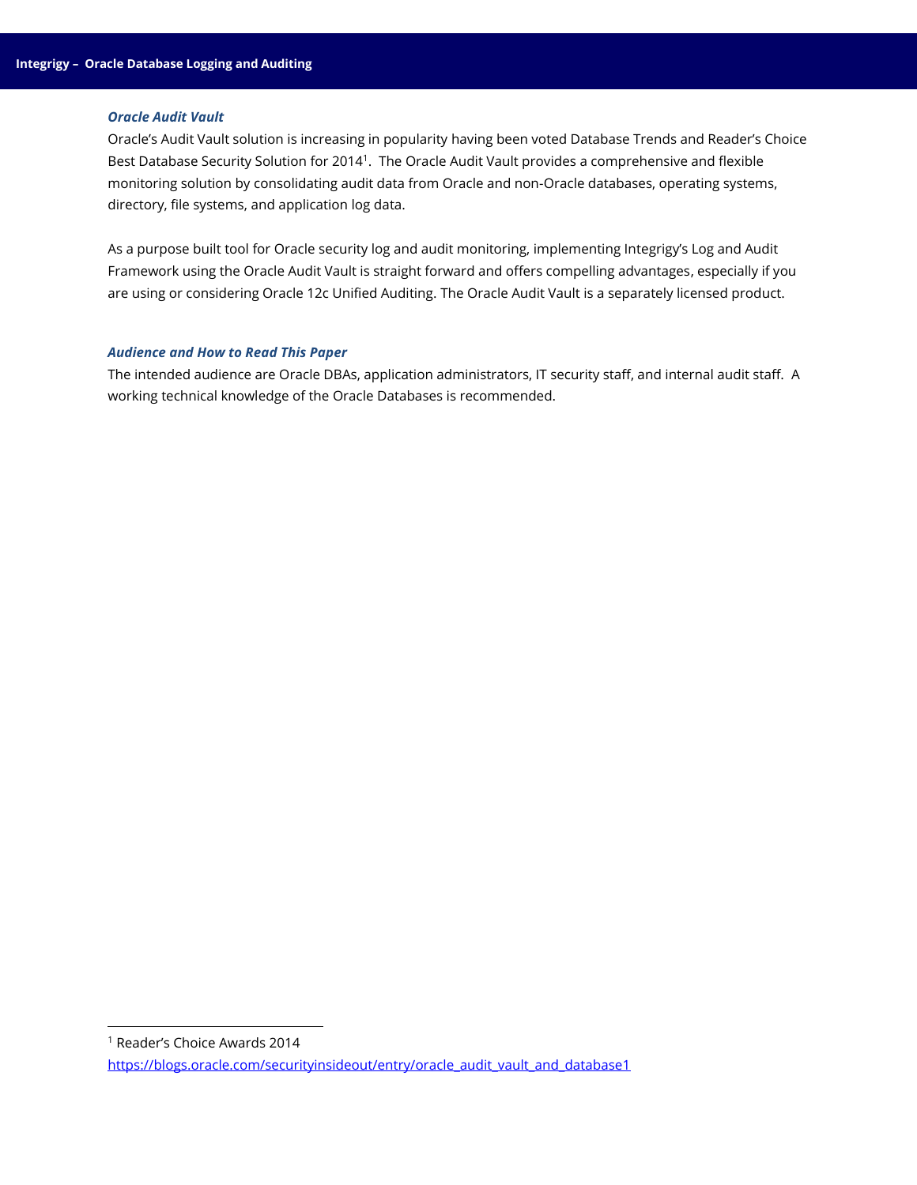### *Oracle Audit Vault*

Oracle's Audit Vault solution is increasing in popularity having been voted Database Trends and Reader's Choice Best Database Security Solution for 2014[1]. The Oracle Audit Vault provides a comprehensive and flexible monitoring solution by consolidating audit data from Oracle and non-Oracle databases, operating systems, directory, file systems, and application log data.

As a purpose built tool for Oracle security log and audit monitoring, implementing Integrigy's Log and Audit Framework using the Oracle Audit Vault is straight forward and offers compelling advantages, especially if you are using or considering Oracle 12c Unified Auditing. The Oracle Audit Vault is a separately licensed product.

### *Audience and How to Read This Paper*

The intended audience are Oracle DBAs, application administrators, IT security staff, and internal audit staff. A working technical knowledge of the Oracle Databases is recommended.

---

[1] Reader's Choice Awards 2014
https://blogs.oracle.com/securityinsideout/entry/oracle_audit_vault_and_database1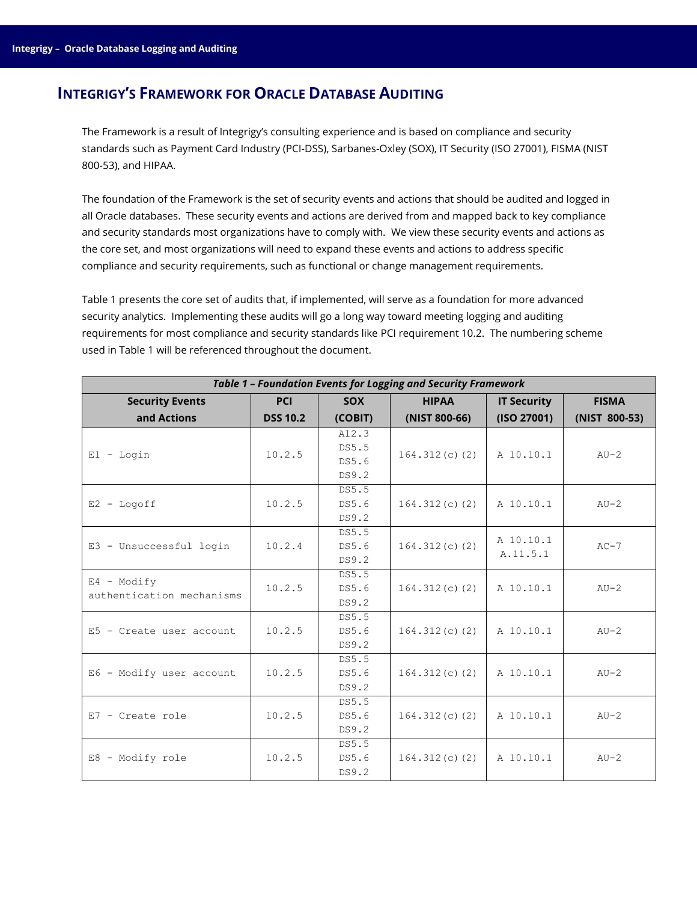## INTEGRIGY'S FRAMEWORK FOR ORACLE DATABASE AUDITING

The Framework is a result of Integrigy's consulting experience and is based on compliance and security standards such as Payment Card Industry (PCI-DSS), Sarbanes-Oxley (SOX), IT Security (ISO 27001), FISMA (NIST 800-53), and HIPAA.

The foundation of the Framework is the set of security events and actions that should be audited and logged in all Oracle databases. These security events and actions are derived from and mapped back to key compliance and security standards most organizations have to comply with. We view these security events and actions as the core set, and most organizations will need to expand these events and actions to address specific compliance and security requirements, such as functional or change management requirements.

Table 1 presents the core set of audits that, if implemented, will serve as a foundation for more advanced security analytics. Implementing these audits will go a long way toward meeting logging and auditing requirements for most compliance and security standards like PCI requirement 10.2. The numbering scheme used in Table 1 will be referenced throughout the document.

***Table 1 – Foundation Events for Logging and Security Framework***

| Security Events and Actions | PCI DSS 10.2 | SOX (COBIT) | HIPAA (NIST 800-66) | IT Security (ISO 27001) | FISMA (NIST 800-53) |
|---|---|---|---|---|---|
| E1 - Login | 10.2.5 | A12.3<br>DS5.5<br>DS5.6<br>DS9.2 | 164.312(c)(2) | A 10.10.1 | AU-2 |
| E2 - Logoff | 10.2.5 | DS5.5<br>DS5.6<br>DS9.2 | 164.312(c)(2) | A 10.10.1 | AU-2 |
| E3 - Unsuccessful login | 10.2.4 | DS5.5<br>DS5.6<br>DS9.2 | 164.312(c)(2) | A 10.10.1<br>A.11.5.1 | AC-7 |
| E4 - Modify authentication mechanisms | 10.2.5 | DS5.5<br>DS5.6<br>DS9.2 | 164.312(c)(2) | A 10.10.1 | AU-2 |
| E5 - Create user account | 10.2.5 | DS5.5<br>DS5.6<br>DS9.2 | 164.312(c)(2) | A 10.10.1 | AU-2 |
| E6 - Modify user account | 10.2.5 | DS5.5<br>DS5.6<br>DS9.2 | 164.312(c)(2) | A 10.10.1 | AU-2 |
| E7 - Create role | 10.2.5 | DS5.5<br>DS5.6<br>DS9.2 | 164.312(c)(2) | A 10.10.1 | AU-2 |
| E8 - Modify role | 10.2.5 | DS5.5<br>DS5.6<br>DS9.2 | 164.312(c)(2) | A 10.10.1 | AU-2 |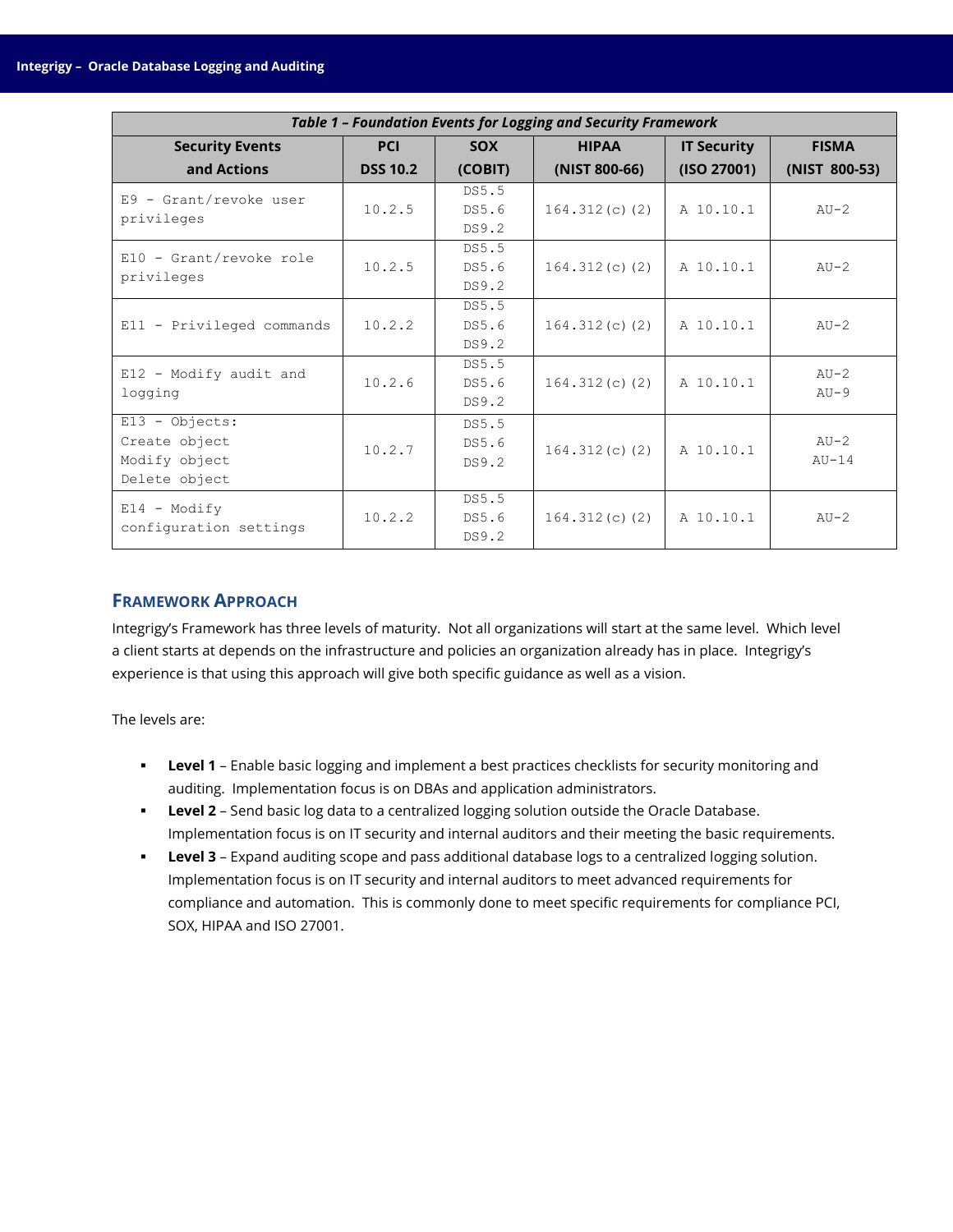| *Table 1 – Foundation Events for Logging and Security Framework* | | | | | |
|---|---|---|---|---|---|
| **Security Events and Actions** | **PCI DSS 10.2** | **SOX (COBIT)** | **HIPAA (NIST 800-66)** | **IT Security (ISO 27001)** | **FISMA (NIST 800-53)** |
| E9 - Grant/revoke user privileges | 10.2.5 | DS5.5 DS5.6 DS9.2 | 164.312(c)(2) | A 10.10.1 | AU-2 |
| E10 - Grant/revoke role privileges | 10.2.5 | DS5.5 DS5.6 DS9.2 | 164.312(c)(2) | A 10.10.1 | AU-2 |
| E11 - Privileged commands | 10.2.2 | DS5.5 DS5.6 DS9.2 | 164.312(c)(2) | A 10.10.1 | AU-2 |
| E12 - Modify audit and logging | 10.2.6 | DS5.5 DS5.6 DS9.2 | 164.312(c)(2) | A 10.10.1 | AU-2 AU-9 |
| E13 - Objects: Create object Modify object Delete object | 10.2.7 | DS5.5 DS5.6 DS9.2 | 164.312(c)(2) | A 10.10.1 | AU-2 AU-14 |
| E14 - Modify configuration settings | 10.2.2 | DS5.5 DS5.6 DS9.2 | 164.312(c)(2) | A 10.10.1 | AU-2 |

## Framework Approach

Integrigy's Framework has three levels of maturity. Not all organizations will start at the same level. Which level a client starts at depends on the infrastructure and policies an organization already has in place. Integrigy's experience is that using this approach will give both specific guidance as well as a vision.

The levels are:

- **Level 1** – Enable basic logging and implement a best practices checklists for security monitoring and auditing. Implementation focus is on DBAs and application administrators.
- **Level 2** – Send basic log data to a centralized logging solution outside the Oracle Database. Implementation focus is on IT security and internal auditors and their meeting the basic requirements.
- **Level 3** – Expand auditing scope and pass additional database logs to a centralized logging solution. Implementation focus is on IT security and internal auditors to meet advanced requirements for compliance and automation. This is commonly done to meet specific requirements for compliance PCI, SOX, HIPAA and ISO 27001.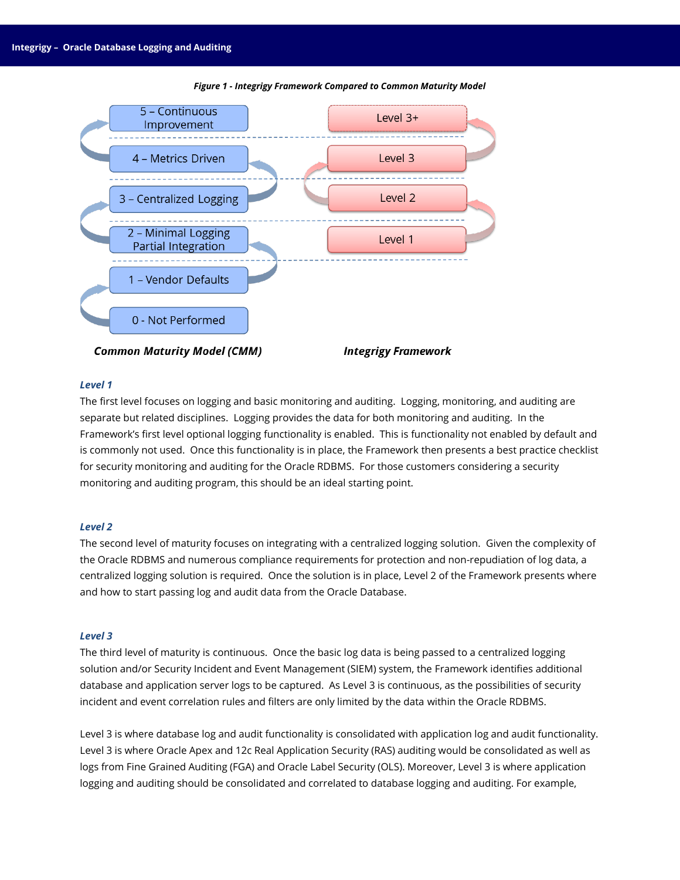*Figure 1 - Integrigy Framework Compared to Common Maturity Model*

| Common Maturity Model (CMM) | Integrigy Framework |
| --- | --- |
| 5 – Continuous Improvement | Level 3+ |
| 4 – Metrics Driven | Level 3 |
| 3 – Centralized Logging | Level 2 |
| 2 – Minimal Logging Partial Integration | Level 1 |
| 1 – Vendor Defaults | |
| 0 - Not Performed | |

### *Level 1*

The first level focuses on logging and basic monitoring and auditing. Logging, monitoring, and auditing are separate but related disciplines. Logging provides the data for both monitoring and auditing. In the Framework's first level optional logging functionality is enabled. This is functionality not enabled by default and is commonly not used. Once this functionality is in place, the Framework then presents a best practice checklist for security monitoring and auditing for the Oracle RDBMS. For those customers considering a security monitoring and auditing program, this should be an ideal starting point.

### *Level 2*

The second level of maturity focuses on integrating with a centralized logging solution. Given the complexity of the Oracle RDBMS and numerous compliance requirements for protection and non-repudiation of log data, a centralized logging solution is required. Once the solution is in place, Level 2 of the Framework presents where and how to start passing log and audit data from the Oracle Database.

### *Level 3*

The third level of maturity is continuous. Once the basic log data is being passed to a centralized logging solution and/or Security Incident and Event Management (SIEM) system, the Framework identifies additional database and application server logs to be captured. As Level 3 is continuous, as the possibilities of security incident and event correlation rules and filters are only limited by the data within the Oracle RDBMS.

Level 3 is where database log and audit functionality is consolidated with application log and audit functionality. Level 3 is where Oracle Apex and 12c Real Application Security (RAS) auditing would be consolidated as well as logs from Fine Grained Auditing (FGA) and Oracle Label Security (OLS). Moreover, Level 3 is where application logging and auditing should be consolidated and correlated to database logging and auditing. For example,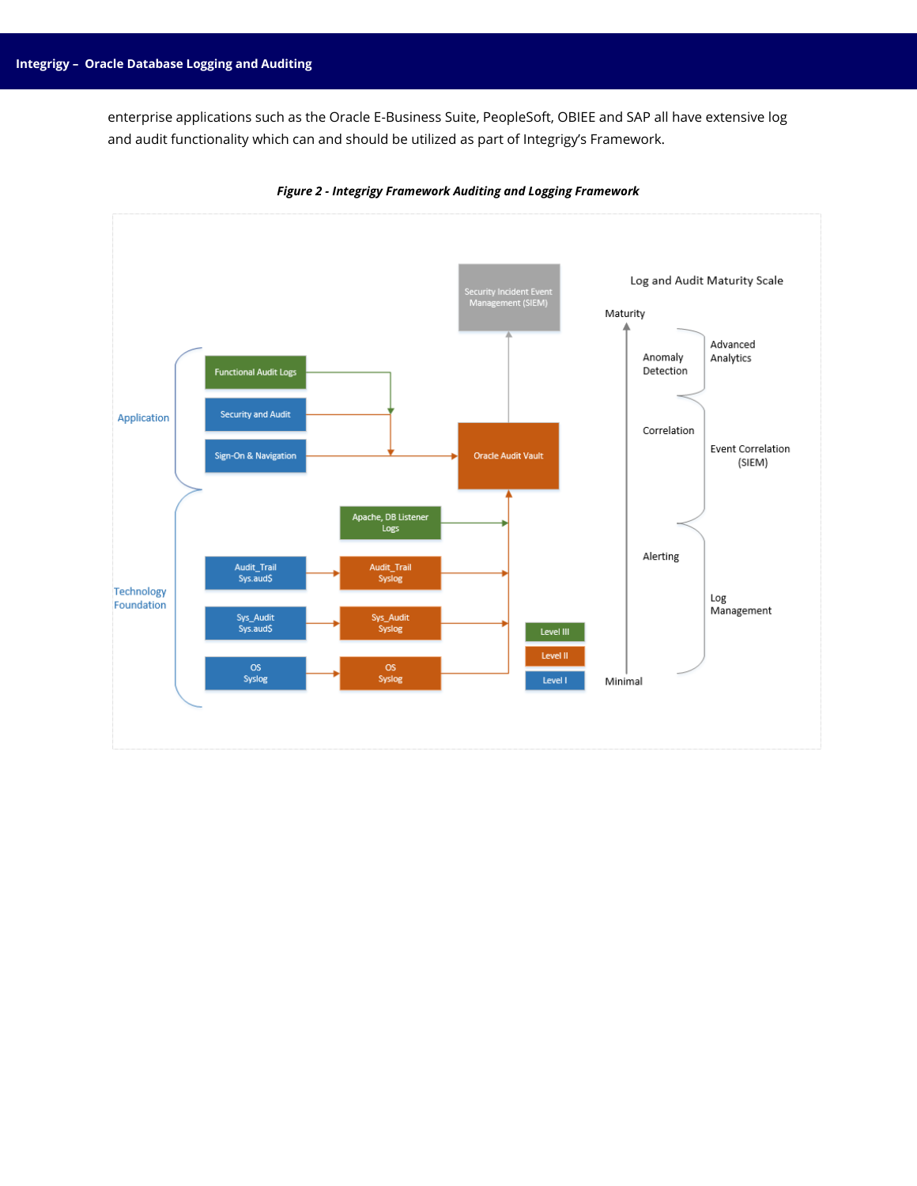enterprise applications such as the Oracle E-Business Suite, PeopleSoft, OBIEE and SAP all have extensive log and audit functionality which can and should be utilized as part of Integrigy's Framework.

***Figure 2 - Integrigy Framework Auditing and Logging Framework***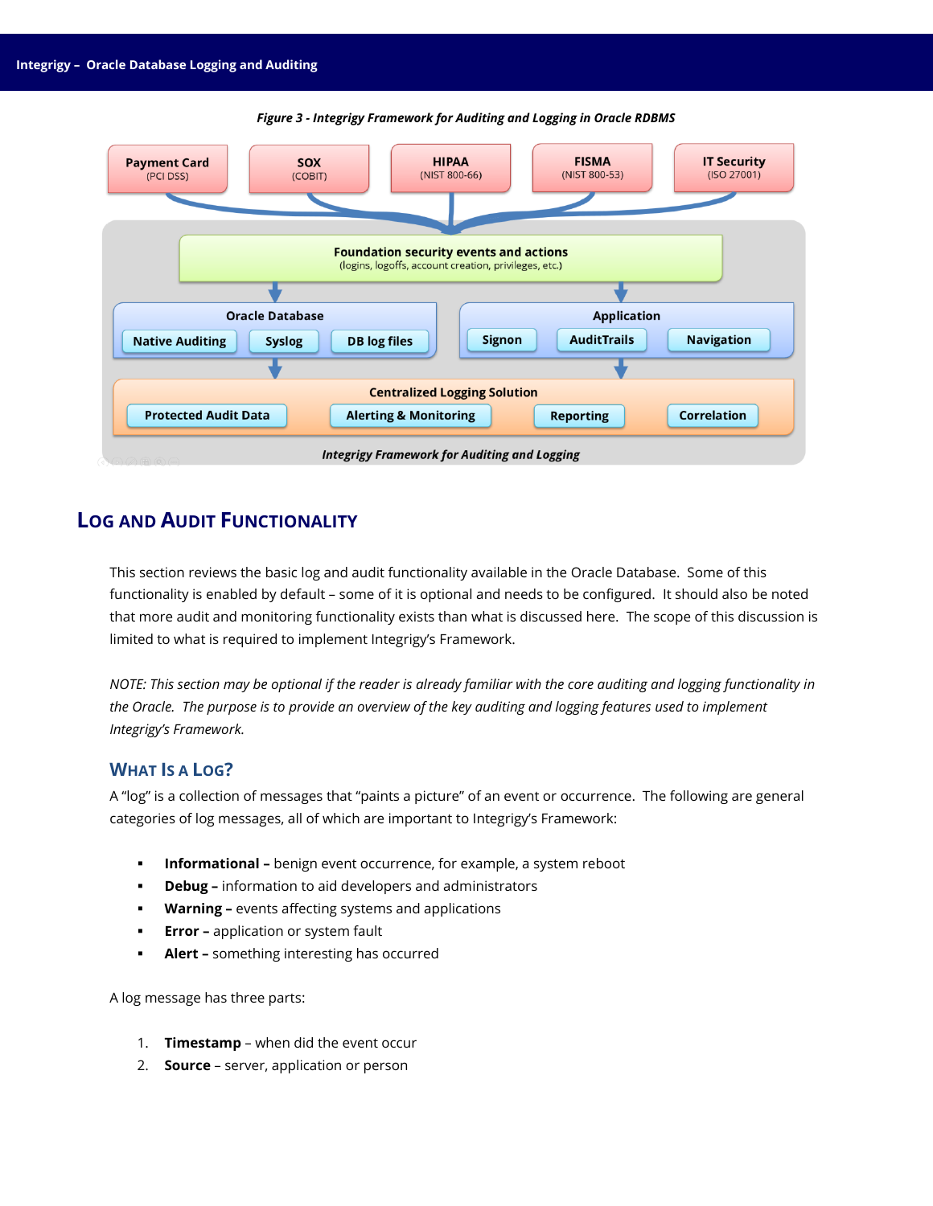*Figure 3 - Integrigy Framework for Auditing and Logging in Oracle RDBMS*

## Log and Audit Functionality

This section reviews the basic log and audit functionality available in the Oracle Database. Some of this functionality is enabled by default – some of it is optional and needs to be configured. It should also be noted that more audit and monitoring functionality exists than what is discussed here. The scope of this discussion is limited to what is required to implement Integrigy's Framework.

*NOTE: This section may be optional if the reader is already familiar with the core auditing and logging functionality in the Oracle. The purpose is to provide an overview of the key auditing and logging features used to implement Integrigy's Framework.*

### What Is a Log?

A "log" is a collection of messages that "paints a picture" of an event or occurrence. The following are general categories of log messages, all of which are important to Integrigy's Framework:

- **Informational –** benign event occurrence, for example, a system reboot
- **Debug –** information to aid developers and administrators
- **Warning –** events affecting systems and applications
- **Error –** application or system fault
- **Alert –** something interesting has occurred

A log message has three parts:

1. **Timestamp** – when did the event occur
2. **Source** – server, application or person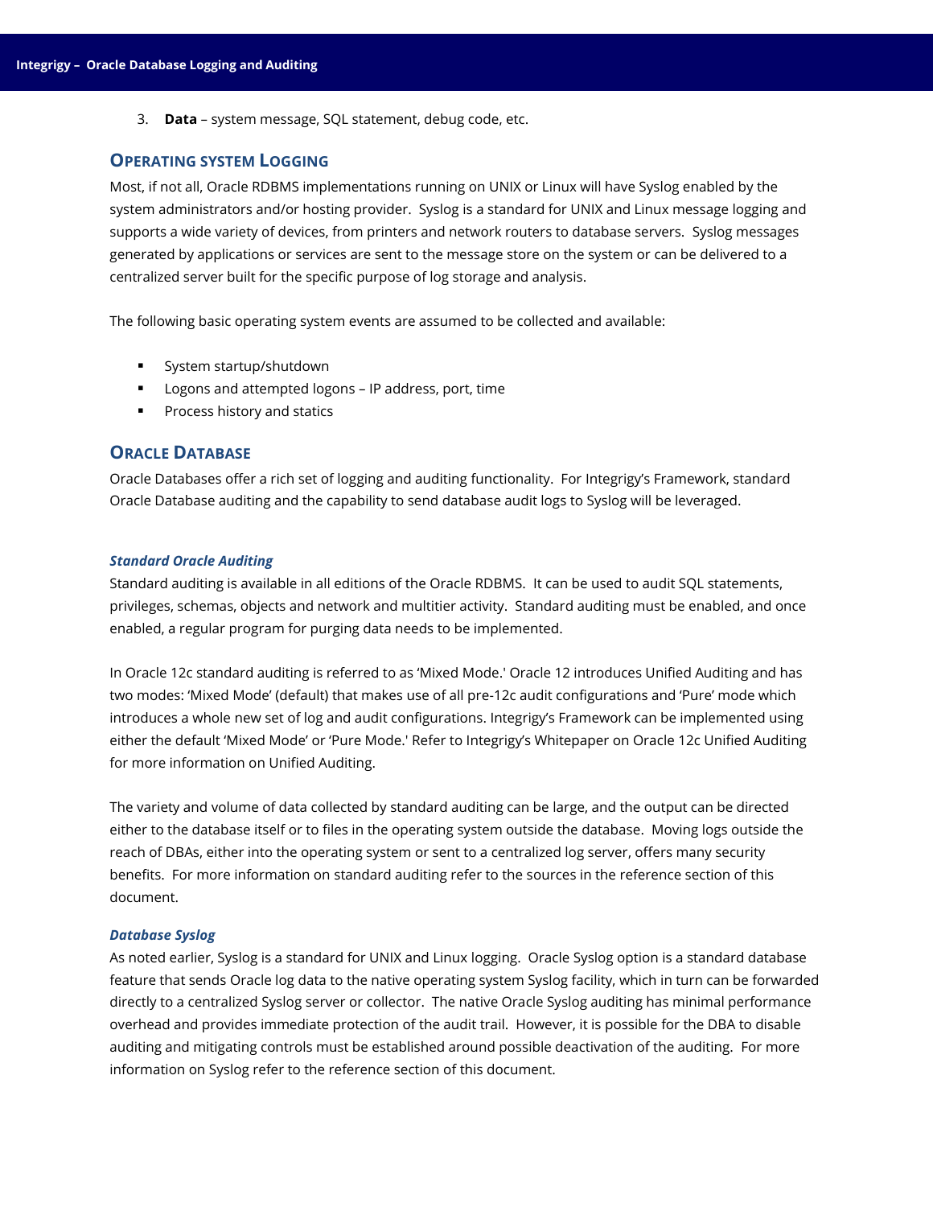3. **Data** – system message, SQL statement, debug code, etc.

## Operating System Logging

Most, if not all, Oracle RDBMS implementations running on UNIX or Linux will have Syslog enabled by the system administrators and/or hosting provider. Syslog is a standard for UNIX and Linux message logging and supports a wide variety of devices, from printers and network routers to database servers. Syslog messages generated by applications or services are sent to the message store on the system or can be delivered to a centralized server built for the specific purpose of log storage and analysis.

The following basic operating system events are assumed to be collected and available:

- System startup/shutdown
- Logons and attempted logons – IP address, port, time
- Process history and statics

## Oracle Database

Oracle Databases offer a rich set of logging and auditing functionality. For Integrigy's Framework, standard Oracle Database auditing and the capability to send database audit logs to Syslog will be leveraged.

### *Standard Oracle Auditing*

Standard auditing is available in all editions of the Oracle RDBMS. It can be used to audit SQL statements, privileges, schemas, objects and network and multitier activity. Standard auditing must be enabled, and once enabled, a regular program for purging data needs to be implemented.

In Oracle 12c standard auditing is referred to as 'Mixed Mode.' Oracle 12 introduces Unified Auditing and has two modes: 'Mixed Mode' (default) that makes use of all pre-12c audit configurations and 'Pure' mode which introduces a whole new set of log and audit configurations. Integrigy's Framework can be implemented using either the default 'Mixed Mode' or 'Pure Mode.' Refer to Integrigy's Whitepaper on Oracle 12c Unified Auditing for more information on Unified Auditing.

The variety and volume of data collected by standard auditing can be large, and the output can be directed either to the database itself or to files in the operating system outside the database. Moving logs outside the reach of DBAs, either into the operating system or sent to a centralized log server, offers many security benefits. For more information on standard auditing refer to the sources in the reference section of this document.

### *Database Syslog*

As noted earlier, Syslog is a standard for UNIX and Linux logging. Oracle Syslog option is a standard database feature that sends Oracle log data to the native operating system Syslog facility, which in turn can be forwarded directly to a centralized Syslog server or collector. The native Oracle Syslog auditing has minimal performance overhead and provides immediate protection of the audit trail. However, it is possible for the DBA to disable auditing and mitigating controls must be established around possible deactivation of the auditing. For more information on Syslog refer to the reference section of this document.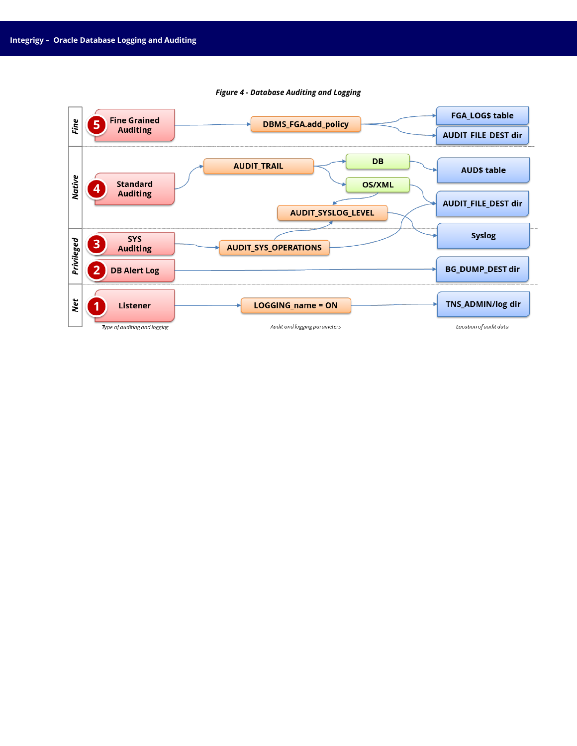*Figure 4 - Database Auditing and Logging*

| Category | # | Type of auditing and logging | Audit and logging parameters | Location of audit data |
|---|---|---|---|---|
| Fine | 5 | Fine Grained Auditing | DBMS_FGA.add_policy | FGA_LOG$ table; AUDIT_FILE_DEST dir |
| Native | 4 | Standard Auditing | AUDIT_TRAIL → DB | AUD$ table |
| | | | AUDIT_TRAIL → OS/XML | AUDIT_FILE_DEST dir |
| | | | AUDIT_TRAIL → OS/XML → AUDIT_SYSLOG_LEVEL | Syslog |
| Privileged | 3 | SYS Auditing | AUDIT_SYS_OPERATIONS | AUDIT_FILE_DEST dir |
| | | | AUDIT_SYS_OPERATIONS → AUDIT_SYSLOG_LEVEL | Syslog |
| | 2 | DB Alert Log | | BG_DUMP_DEST dir |
| Net | 1 | Listener | LOGGING_name = ON | TNS_ADMIN/log dir |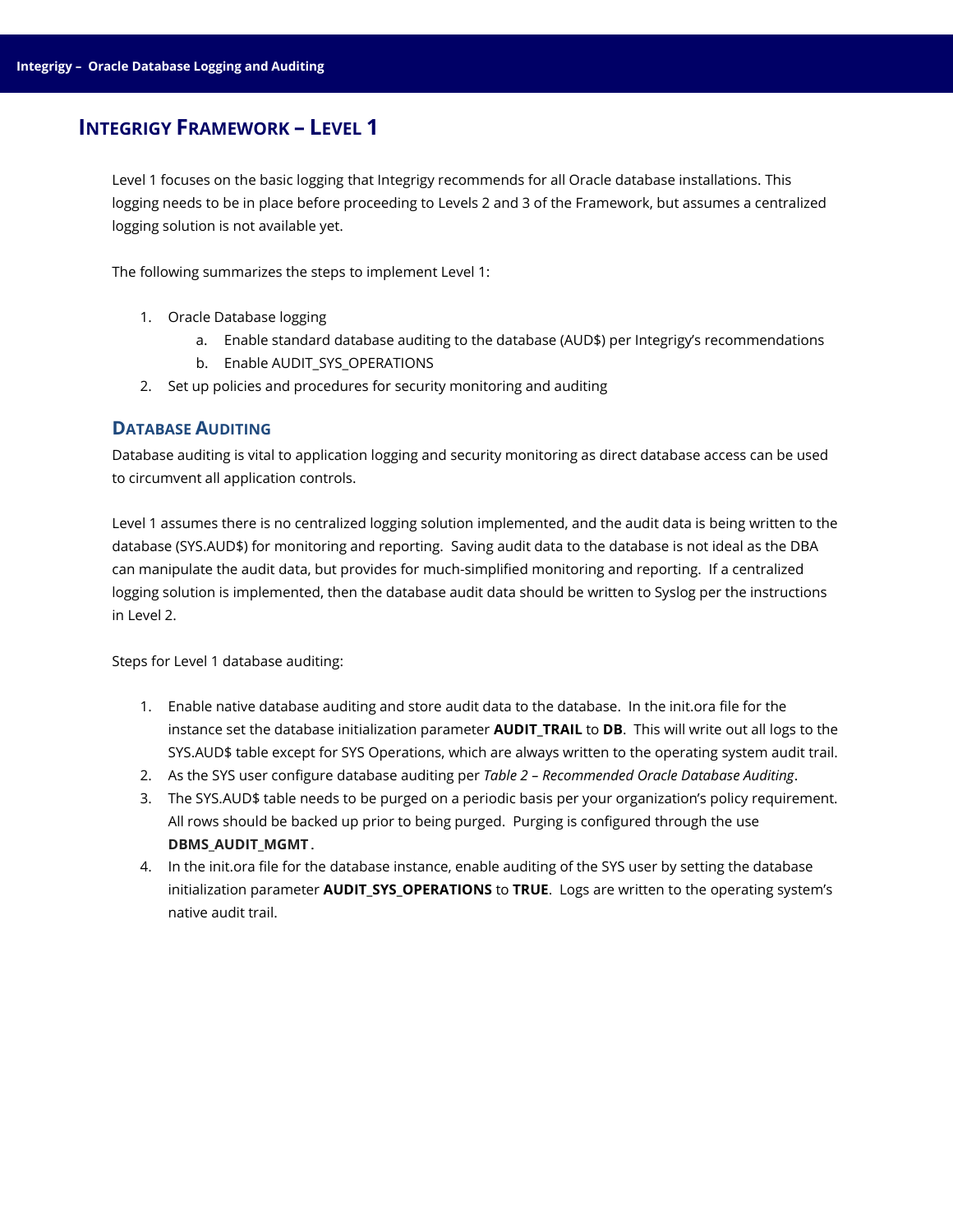## INTEGRIGY FRAMEWORK – LEVEL 1

Level 1 focuses on the basic logging that Integrigy recommends for all Oracle database installations. This logging needs to be in place before proceeding to Levels 2 and 3 of the Framework, but assumes a centralized logging solution is not available yet.

The following summarizes the steps to implement Level 1:

1. Oracle Database logging
   a. Enable standard database auditing to the database (AUD$) per Integrigy's recommendations
   b. Enable AUDIT_SYS_OPERATIONS
2. Set up policies and procedures for security monitoring and auditing

### DATABASE AUDITING

Database auditing is vital to application logging and security monitoring as direct database access can be used to circumvent all application controls.

Level 1 assumes there is no centralized logging solution implemented, and the audit data is being written to the database (SYS.AUD$) for monitoring and reporting. Saving audit data to the database is not ideal as the DBA can manipulate the audit data, but provides for much-simplified monitoring and reporting. If a centralized logging solution is implemented, then the database audit data should be written to Syslog per the instructions in Level 2.

Steps for Level 1 database auditing:

1. Enable native database auditing and store audit data to the database. In the init.ora file for the instance set the database initialization parameter **AUDIT_TRAIL** to **DB**. This will write out all logs to the SYS.AUD$ table except for SYS Operations, which are always written to the operating system audit trail.
2. As the SYS user configure database auditing per *Table 2 – Recommended Oracle Database Auditing*.
3. The SYS.AUD$ table needs to be purged on a periodic basis per your organization's policy requirement. All rows should be backed up prior to being purged. Purging is configured through the use **DBMS_AUDIT_MGMT**.
4. In the init.ora file for the database instance, enable auditing of the SYS user by setting the database initialization parameter **AUDIT_SYS_OPERATIONS** to **TRUE**. Logs are written to the operating system's native audit trail.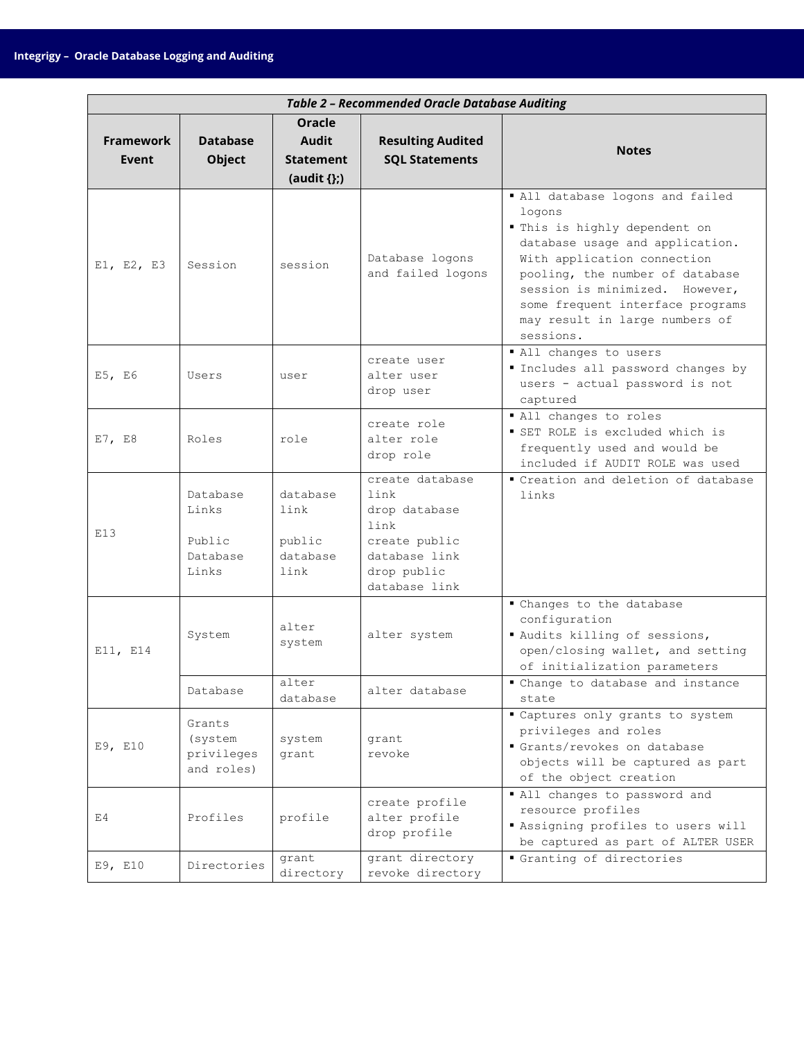**Table 2 – Recommended Oracle Database Auditing**

| Framework Event | Database Object | Oracle Audit Statement (audit {};) | Resulting Audited SQL Statements | Notes |
|---|---|---|---|---|
| E1, E2, E3 | Session | session | Database logons and failed logons | ▪ All database logons and failed logons<br>▪ This is highly dependent on database usage and application. With application connection pooling, the number of database session is minimized. However, some frequent interface programs may result in large numbers of sessions. |
| E5, E6 | Users | user | create user<br>alter user<br>drop user | ▪ All changes to users<br>▪ Includes all password changes by users - actual password is not captured |
| E7, E8 | Roles | role | create role<br>alter role<br>drop role | ▪ All changes to roles<br>▪ SET ROLE is excluded which is frequently used and would be included if AUDIT ROLE was used |
| E13 | Database Links<br><br>Public Database Links | database link<br><br>public database link | create database link<br>drop database link<br>create public database link<br>drop public database link | ▪ Creation and deletion of database links |
| E11, E14 | System | alter system | alter system | ▪ Changes to the database configuration<br>▪ Audits killing of sessions, open/closing wallet, and setting of initialization parameters |
| | Database | alter database | alter database | ▪ Change to database and instance state |
| E9, E10 | Grants (system privileges and roles) | system grant | grant<br>revoke | ▪ Captures only grants to system privileges and roles<br>▪ Grants/revokes on database objects will be captured as part of the object creation |
| E4 | Profiles | profile | create profile<br>alter profile<br>drop profile | ▪ All changes to password and resource profiles<br>▪ Assigning profiles to users will be captured as part of ALTER USER |
| E9, E10 | Directories | grant directory | grant directory<br>revoke directory | ▪ Granting of directories |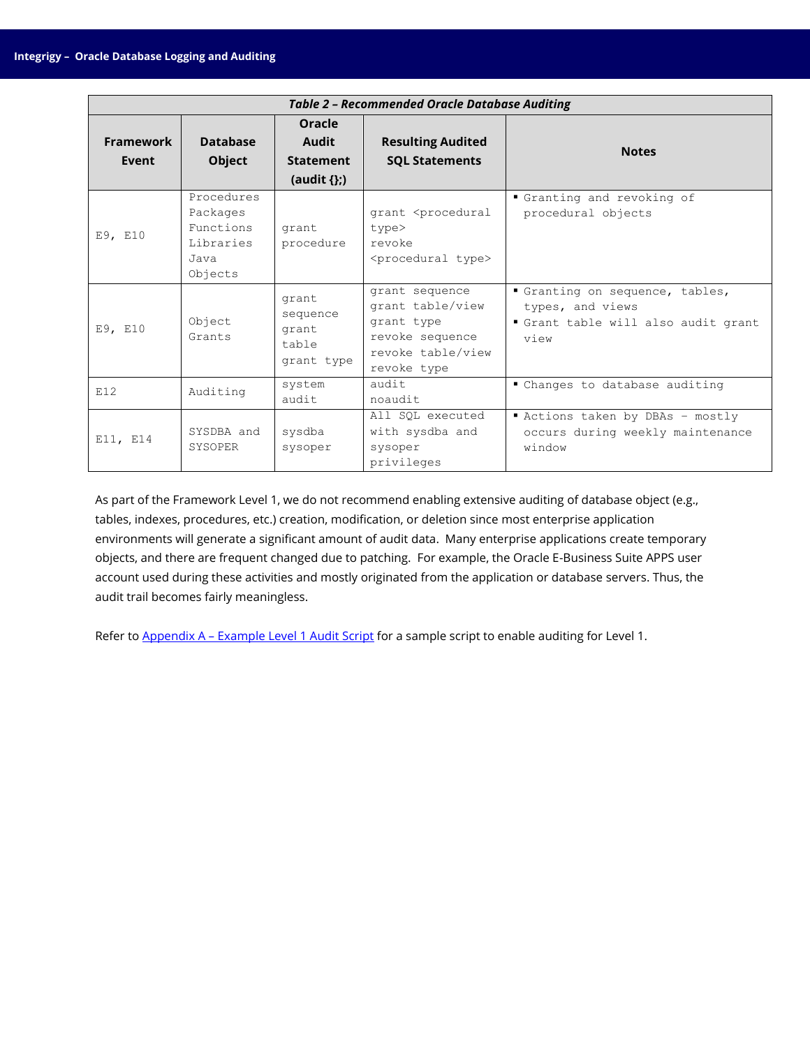*Table 2 – Recommended Oracle Database Auditing*

| Framework Event | Database Object | Oracle Audit Statement (audit {};) | Resulting Audited SQL Statements | Notes |
|---|---|---|---|---|
| E9, E10 | Procedures Packages Functions Libraries Java Objects | grant procedure | grant <procedural type> revoke <procedural type> | ▪ Granting and revoking of procedural objects |
| E9, E10 | Object Grants | grant sequence grant table grant type | grant sequence grant table/view grant type revoke sequence revoke table/view revoke type | ▪ Granting on sequence, tables, types, and views ▪ Grant table will also audit grant view |
| E12 | Auditing | system audit | audit noaudit | ▪ Changes to database auditing |
| E11, E14 | SYSDBA and SYSOPER | sysdba sysoper | All SQL executed with sysdba and sysoper privileges | ▪ Actions taken by DBAs – mostly occurs during weekly maintenance window |

As part of the Framework Level 1, we do not recommend enabling extensive auditing of database object (e.g., tables, indexes, procedures, etc.) creation, modification, or deletion since most enterprise application environments will generate a significant amount of audit data. Many enterprise applications create temporary objects, and there are frequent changed due to patching. For example, the Oracle E-Business Suite APPS user account used during these activities and mostly originated from the application or database servers. Thus, the audit trail becomes fairly meaningless.

Refer to Appendix A – Example Level 1 Audit Script for a sample script to enable auditing for Level 1.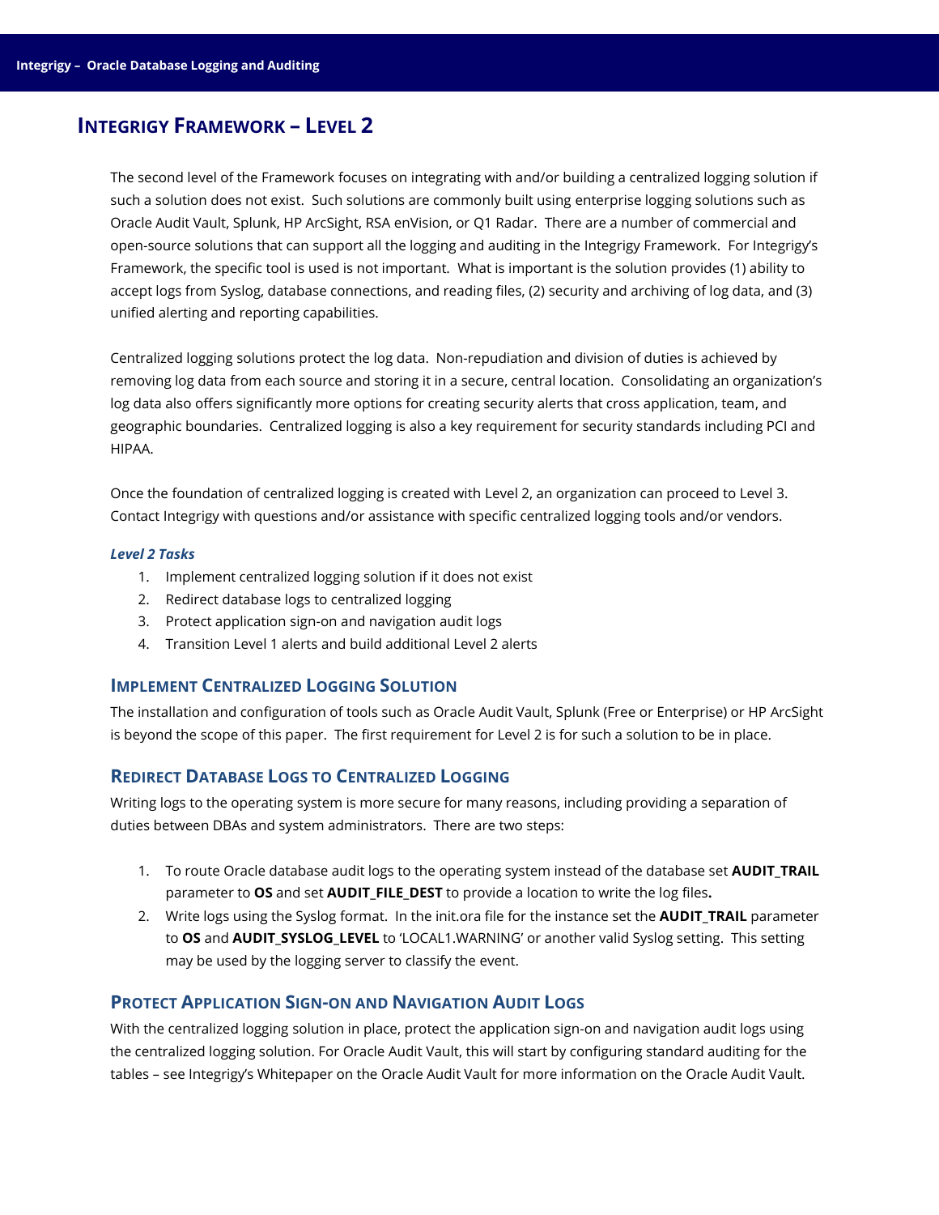## Integrigy Framework – Level 2

The second level of the Framework focuses on integrating with and/or building a centralized logging solution if such a solution does not exist. Such solutions are commonly built using enterprise logging solutions such as Oracle Audit Vault, Splunk, HP ArcSight, RSA enVision, or Q1 Radar. There are a number of commercial and open-source solutions that can support all the logging and auditing in the Integrigy Framework. For Integrigy's Framework, the specific tool is used is not important. What is important is the solution provides (1) ability to accept logs from Syslog, database connections, and reading files, (2) security and archiving of log data, and (3) unified alerting and reporting capabilities.

Centralized logging solutions protect the log data. Non-repudiation and division of duties is achieved by removing log data from each source and storing it in a secure, central location. Consolidating an organization's log data also offers significantly more options for creating security alerts that cross application, team, and geographic boundaries. Centralized logging is also a key requirement for security standards including PCI and HIPAA.

Once the foundation of centralized logging is created with Level 2, an organization can proceed to Level 3. Contact Integrigy with questions and/or assistance with specific centralized logging tools and/or vendors.

#### *Level 2 Tasks*

1. Implement centralized logging solution if it does not exist
2. Redirect database logs to centralized logging
3. Protect application sign-on and navigation audit logs
4. Transition Level 1 alerts and build additional Level 2 alerts

### Implement Centralized Logging Solution

The installation and configuration of tools such as Oracle Audit Vault, Splunk (Free or Enterprise) or HP ArcSight is beyond the scope of this paper. The first requirement for Level 2 is for such a solution to be in place.

### Redirect Database Logs to Centralized Logging

Writing logs to the operating system is more secure for many reasons, including providing a separation of duties between DBAs and system administrators. There are two steps:

1. To route Oracle database audit logs to the operating system instead of the database set **AUDIT_TRAIL** parameter to **OS** and set **AUDIT_FILE_DEST** to provide a location to write the log files**.**
2. Write logs using the Syslog format. In the init.ora file for the instance set the **AUDIT_TRAIL** parameter to **OS** and **AUDIT_SYSLOG_LEVEL** to 'LOCAL1.WARNING' or another valid Syslog setting. This setting may be used by the logging server to classify the event.

### Protect Application Sign-on and Navigation Audit Logs

With the centralized logging solution in place, protect the application sign-on and navigation audit logs using the centralized logging solution. For Oracle Audit Vault, this will start by configuring standard auditing for the tables – see Integrigy's Whitepaper on the Oracle Audit Vault for more information on the Oracle Audit Vault.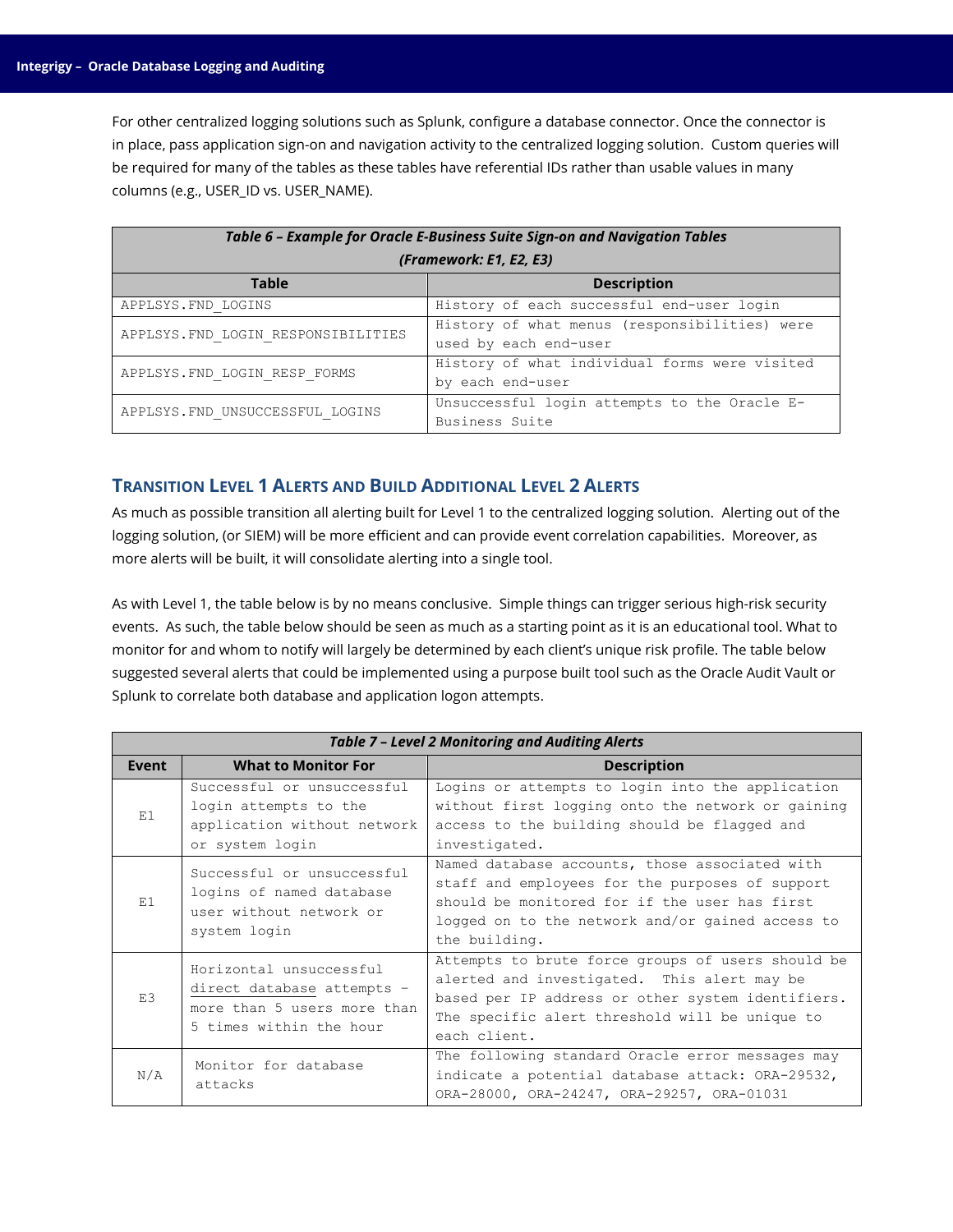For other centralized logging solutions such as Splunk, configure a database connector. Once the connector is in place, pass application sign-on and navigation activity to the centralized logging solution. Custom queries will be required for many of the tables as these tables have referential IDs rather than usable values in many columns (e.g., USER_ID vs. USER_NAME).

| ***Table 6 – Example for Oracle E-Business Suite Sign-on and Navigation Tables (Framework: E1, E2, E3)*** | |
|---|---|
| **Table** | **Description** |
| APPLSYS.FND_LOGINS | History of each successful end-user login |
| APPLSYS.FND_LOGIN_RESPONSIBILITIES | History of what menus (responsibilities) were used by each end-user |
| APPLSYS.FND_LOGIN_RESP_FORMS | History of what individual forms were visited by each end-user |
| APPLSYS.FND_UNSUCCESSFUL_LOGINS | Unsuccessful login attempts to the Oracle E-Business Suite |

## Transition Level 1 Alerts and Build Additional Level 2 Alerts

As much as possible transition all alerting built for Level 1 to the centralized logging solution. Alerting out of the logging solution, (or SIEM) will be more efficient and can provide event correlation capabilities. Moreover, as more alerts will be built, it will consolidate alerting into a single tool.

As with Level 1, the table below is by no means conclusive. Simple things can trigger serious high-risk security events. As such, the table below should be seen as much as a starting point as it is an educational tool. What to monitor for and whom to notify will largely be determined by each client's unique risk profile. The table below suggested several alerts that could be implemented using a purpose built tool such as the Oracle Audit Vault or Splunk to correlate both database and application logon attempts.

| ***Table 7 – Level 2 Monitoring and Auditing Alerts*** | | |
|---|---|---|
| **Event** | **What to Monitor For** | **Description** |
| E1 | Successful or unsuccessful login attempts to the application without network or system login | Logins or attempts to login into the application without first logging onto the network or gaining access to the building should be flagged and investigated. |
| E1 | Successful or unsuccessful logins of named database user without network or system login | Named database accounts, those associated with staff and employees for the purposes of support should be monitored for if the user has first logged on to the network and/or gained access to the building. |
| E3 | Horizontal unsuccessful direct database attempts – more than 5 users more than 5 times within the hour | Attempts to brute force groups of users should be alerted and investigated. This alert may be based per IP address or other system identifiers. The specific alert threshold will be unique to each client. |
| N/A | Monitor for database attacks | The following standard Oracle error messages may indicate a potential database attack: ORA-29532, ORA-28000, ORA-24247, ORA-29257, ORA-01031 |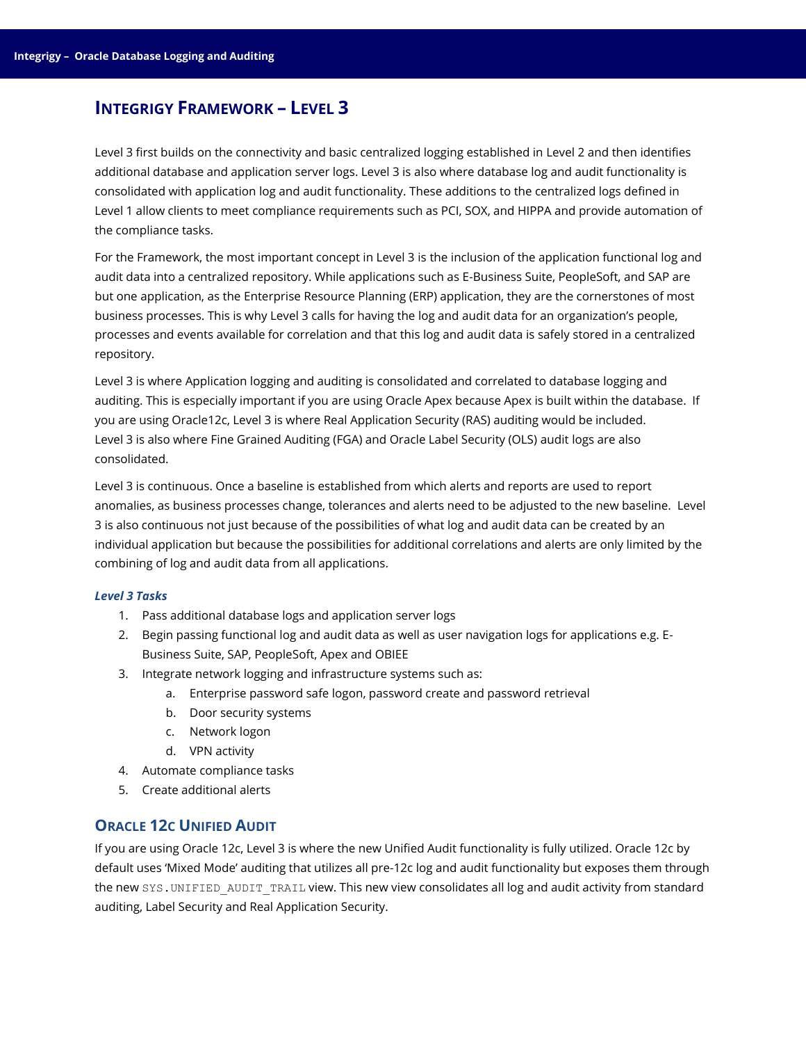## Integrigy Framework – Level 3

Level 3 first builds on the connectivity and basic centralized logging established in Level 2 and then identifies additional database and application server logs. Level 3 is also where database log and audit functionality is consolidated with application log and audit functionality. These additions to the centralized logs defined in Level 1 allow clients to meet compliance requirements such as PCI, SOX, and HIPPA and provide automation of the compliance tasks.

For the Framework, the most important concept in Level 3 is the inclusion of the application functional log and audit data into a centralized repository. While applications such as E-Business Suite, PeopleSoft, and SAP are but one application, as the Enterprise Resource Planning (ERP) application, they are the cornerstones of most business processes. This is why Level 3 calls for having the log and audit data for an organization's people, processes and events available for correlation and that this log and audit data is safely stored in a centralized repository.

Level 3 is where Application logging and auditing is consolidated and correlated to database logging and auditing. This is especially important if you are using Oracle Apex because Apex is built within the database. If you are using Oracle12c, Level 3 is where Real Application Security (RAS) auditing would be included. Level 3 is also where Fine Grained Auditing (FGA) and Oracle Label Security (OLS) audit logs are also consolidated.

Level 3 is continuous. Once a baseline is established from which alerts and reports are used to report anomalies, as business processes change, tolerances and alerts need to be adjusted to the new baseline. Level 3 is also continuous not just because of the possibilities of what log and audit data can be created by an individual application but because the possibilities for additional correlations and alerts are only limited by the combining of log and audit data from all applications.

#### *Level 3 Tasks*

1. Pass additional database logs and application server logs
2. Begin passing functional log and audit data as well as user navigation logs for applications e.g. E-Business Suite, SAP, PeopleSoft, Apex and OBIEE
3. Integrate network logging and infrastructure systems such as:
   a. Enterprise password safe logon, password create and password retrieval
   b. Door security systems
   c. Network logon
   d. VPN activity
4. Automate compliance tasks
5. Create additional alerts

### Oracle 12c Unified Audit

If you are using Oracle 12c, Level 3 is where the new Unified Audit functionality is fully utilized. Oracle 12c by default uses 'Mixed Mode' auditing that utilizes all pre-12c log and audit functionality but exposes them through the new `SYS.UNIFIED_AUDIT_TRAIL` view. This new view consolidates all log and audit activity from standard auditing, Label Security and Real Application Security.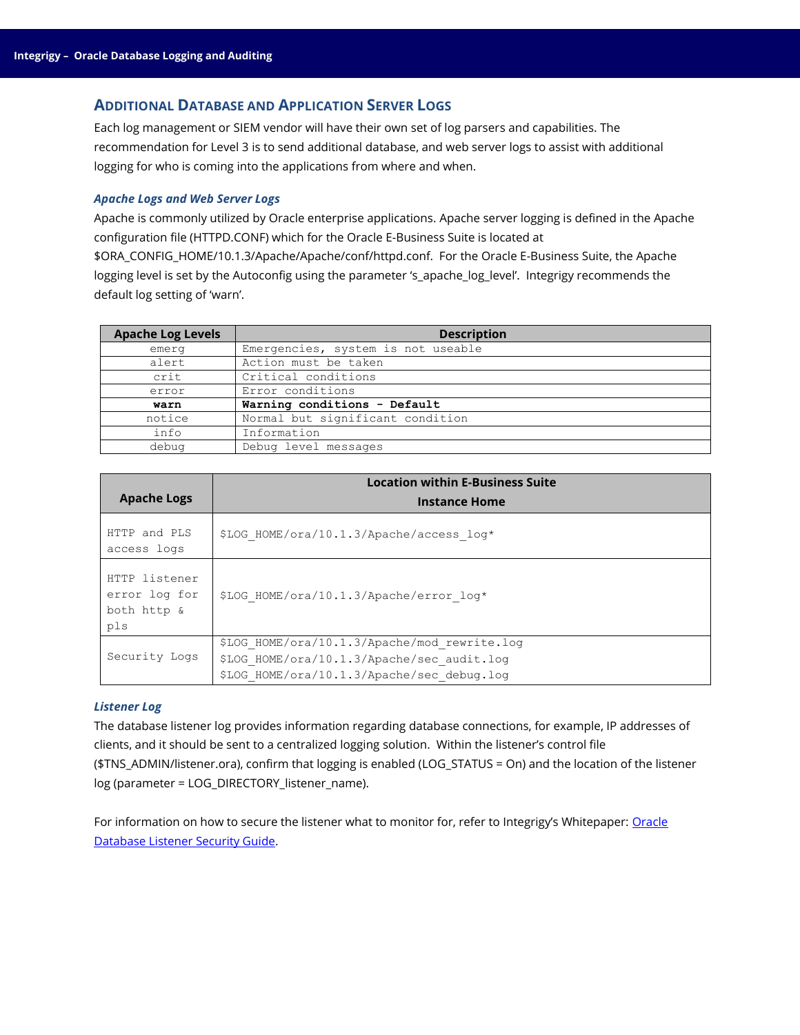## Additional Database and Application Server Logs

Each log management or SIEM vendor will have their own set of log parsers and capabilities. The recommendation for Level 3 is to send additional database, and web server logs to assist with additional logging for who is coming into the applications from where and when.

### *Apache Logs and Web Server Logs*

Apache is commonly utilized by Oracle enterprise applications. Apache server logging is defined in the Apache configuration file (HTTPD.CONF) which for the Oracle E-Business Suite is located at $ORA_CONFIG_HOME/10.1.3/Apache/Apache/conf/httpd.conf. For the Oracle E-Business Suite, the Apache logging level is set by the Autoconfig using the parameter 's_apache_log_level'. Integrigy recommends the default log setting of 'warn'.

| Apache Log Levels | Description |
|---|---|
| emerg | Emergencies, system is not useable |
| alert | Action must be taken |
| crit | Critical conditions |
| error | Error conditions |
| **warn** | **Warning conditions - Default** |
| notice | Normal but significant condition |
| info | Information |
| debug | Debug level messages |

| Apache Logs | Location within E-Business Suite Instance Home |
|---|---|
| HTTP and PLS access logs | $LOG_HOME/ora/10.1.3/Apache/access_log* |
| HTTP listener error log for both http & pls | $LOG_HOME/ora/10.1.3/Apache/error_log* |
| Security Logs | $LOG_HOME/ora/10.1.3/Apache/mod_rewrite.log<br>$LOG_HOME/ora/10.1.3/Apache/sec_audit.log<br>$LOG_HOME/ora/10.1.3/Apache/sec_debug.log |

### *Listener Log*

The database listener log provides information regarding database connections, for example, IP addresses of clients, and it should be sent to a centralized logging solution. Within the listener's control file ($TNS_ADMIN/listener.ora), confirm that logging is enabled (LOG_STATUS = On) and the location of the listener log (parameter = LOG_DIRECTORY_listener_name).

For information on how to secure the listener what to monitor for, refer to Integrigy's Whitepaper: Oracle Database Listener Security Guide.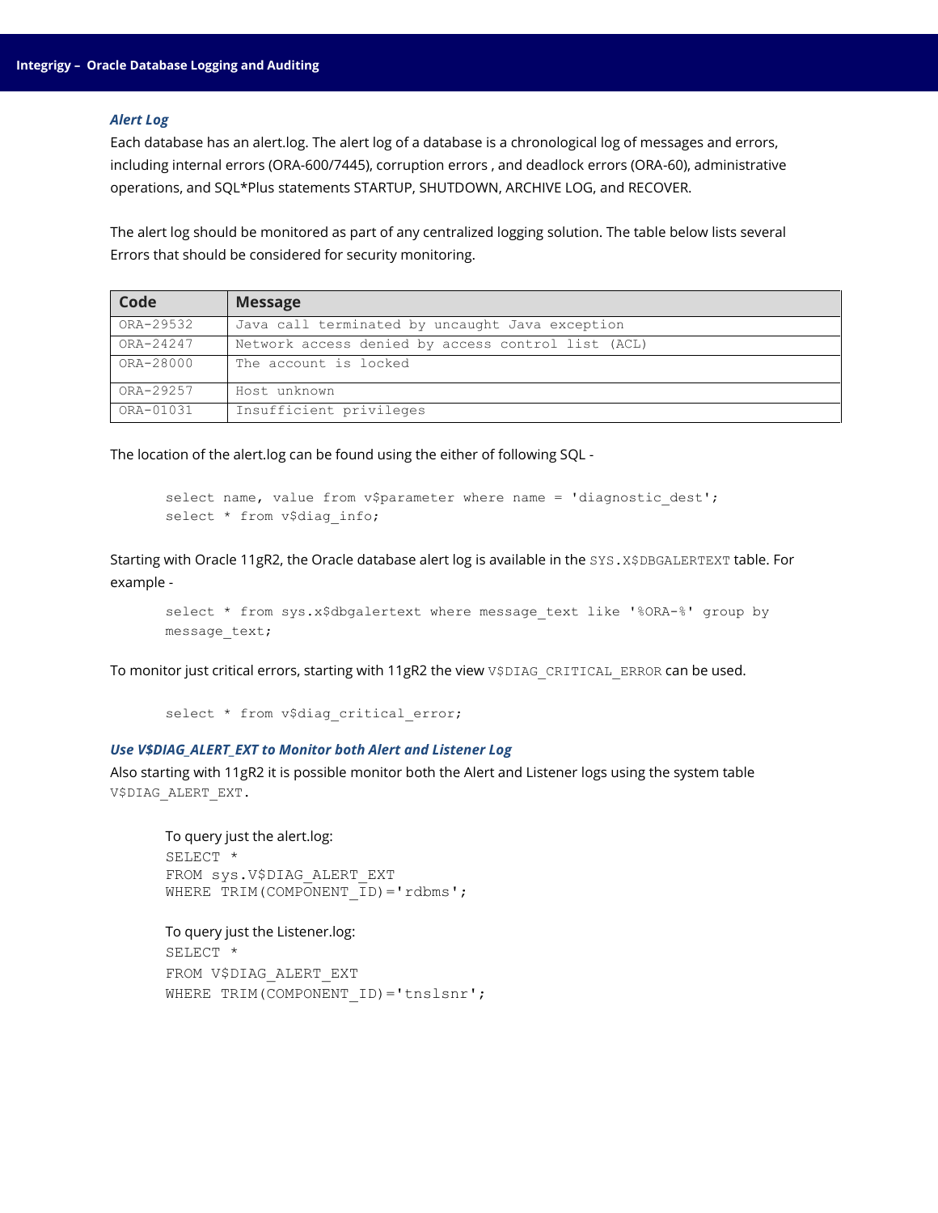### *Alert Log*

Each database has an alert.log. The alert log of a database is a chronological log of messages and errors, including internal errors (ORA-600/7445), corruption errors , and deadlock errors (ORA-60), administrative operations, and SQL*Plus statements STARTUP, SHUTDOWN, ARCHIVE LOG, and RECOVER.

The alert log should be monitored as part of any centralized logging solution. The table below lists several Errors that should be considered for security monitoring.

| Code | Message |
|---|---|
| ORA-29532 | Java call terminated by uncaught Java exception |
| ORA-24247 | Network access denied by access control list (ACL) |
| ORA-28000 | The account is locked |
| ORA-29257 | Host unknown |
| ORA-01031 | Insufficient privileges |

The location of the alert.log can be found using the either of following SQL -

```
select name, value from v$parameter where name = 'diagnostic_dest';
select * from v$diag_info;
```

Starting with Oracle 11gR2, the Oracle database alert log is available in the `SYS.X$DBGALERTEXT` table. For example -

```
select * from sys.x$dbgalertext where message_text like '%ORA-%' group by
message_text;
```

To monitor just critical errors, starting with 11gR2 the view `V$DIAG_CRITICAL_ERROR` can be used.

```
select * from v$diag_critical_error;
```

### *Use V$DIAG_ALERT_EXT to Monitor both Alert and Listener Log*

Also starting with 11gR2 it is possible monitor both the Alert and Listener logs using the system table `V$DIAG_ALERT_EXT`.

To query just the alert.log:

```
SELECT *
FROM sys.V$DIAG_ALERT_EXT
WHERE TRIM(COMPONENT_ID)='rdbms';
```

To query just the Listener.log:

```
SELECT *
FROM V$DIAG_ALERT_EXT
WHERE TRIM(COMPONENT_ID)='tnslsnr';
```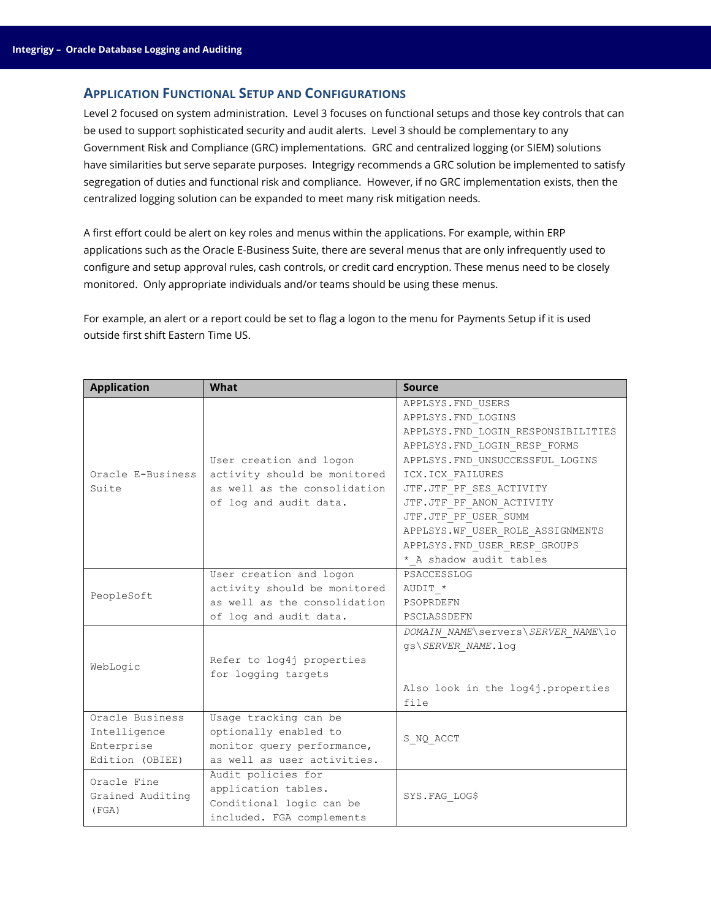## Application Functional Setup and Configurations

Level 2 focused on system administration. Level 3 focuses on functional setups and those key controls that can be used to support sophisticated security and audit alerts. Level 3 should be complementary to any Government Risk and Compliance (GRC) implementations. GRC and centralized logging (or SIEM) solutions have similarities but serve separate purposes. Integrigy recommends a GRC solution be implemented to satisfy segregation of duties and functional risk and compliance. However, if no GRC implementation exists, then the centralized logging solution can be expanded to meet many risk mitigation needs.

A first effort could be alert on key roles and menus within the applications. For example, within ERP applications such as the Oracle E-Business Suite, there are several menus that are only infrequently used to configure and setup approval rules, cash controls, or credit card encryption. These menus need to be closely monitored. Only appropriate individuals and/or teams should be using these menus.

For example, an alert or a report could be set to flag a logon to the menu for Payments Setup if it is used outside first shift Eastern Time US.

| Application | What | Source |
|---|---|---|
| Oracle E-Business Suite | User creation and logon activity should be monitored as well as the consolidation of log and audit data. | APPLSYS.FND_USERS<br>APPLSYS.FND_LOGINS<br>APPLSYS.FND_LOGIN_RESPONSIBILITIES<br>APPLSYS.FND_LOGIN_RESP_FORMS<br>APPLSYS.FND_UNSUCCESSFUL_LOGINS<br>ICX.ICX_FAILURES<br>JTF.JTF_PF_SES_ACTIVITY<br>JTF.JTF_PF_ANON_ACTIVITY<br>JTF.JTF_PF_USER_SUMM<br>APPLSYS.WF_USER_ROLE_ASSIGNMENTS<br>APPLSYS.FND_USER_RESP_GROUPS<br>*_A shadow audit tables |
| PeopleSoft | User creation and logon activity should be monitored as well as the consolidation of log and audit data. | PSACCESSLOG<br>AUDIT_*<br>PSOPRDEFN<br>PSCLASSDEFN |
| WebLogic | Refer to log4j properties for logging targets | *DOMAIN_NAME*\servers\\*SERVER_NAME*\logs\\*SERVER_NAME*.log<br><br>Also look in the log4j.properties file |
| Oracle Business Intelligence Enterprise Edition (OBIEE) | Usage tracking can be optionally enabled to monitor query performance, as well as user activities. | S_NQ_ACCT |
| Oracle Fine Grained Auditing (FGA) | Audit policies for application tables. Conditional logic can be included. FGA complements | SYS.FAG_LOG$ |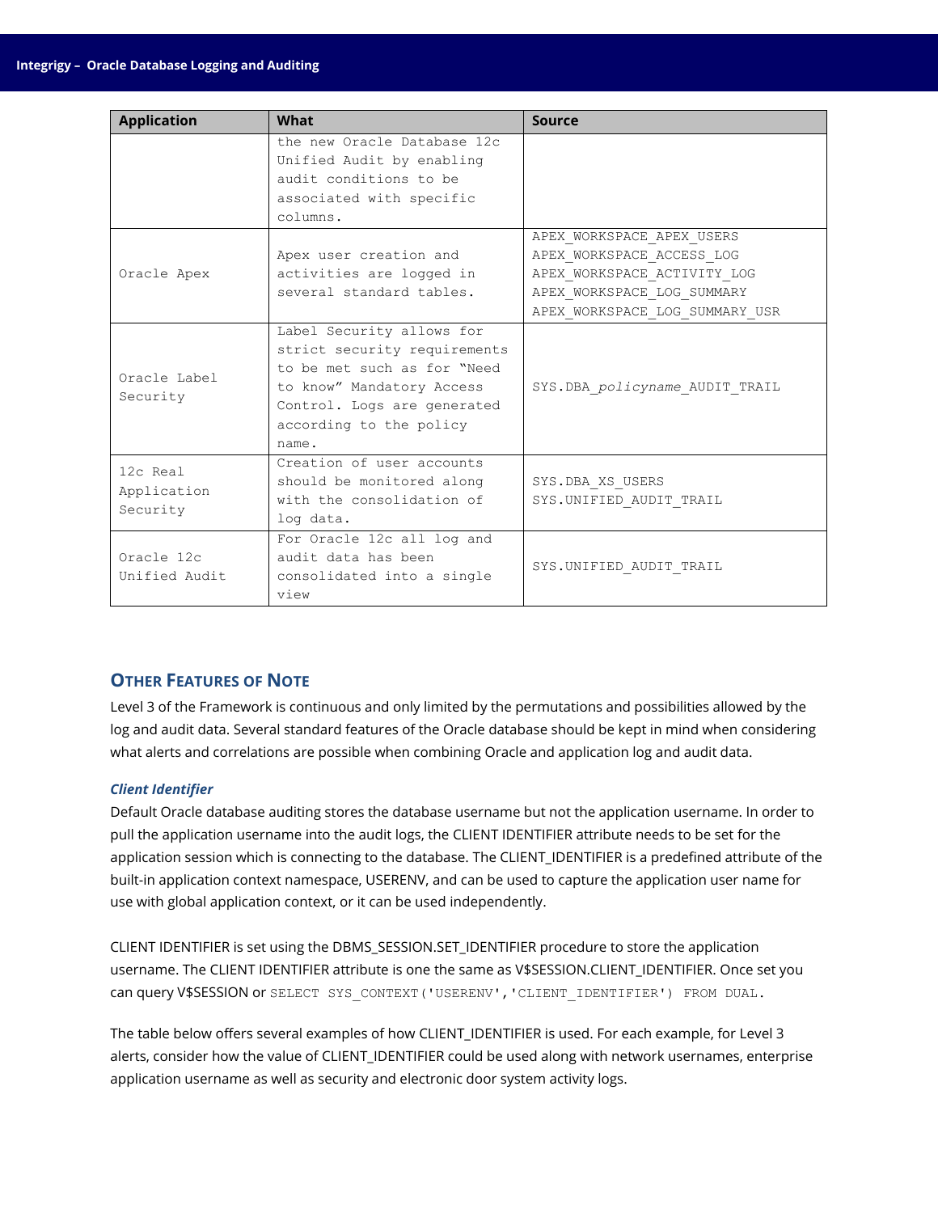| Application | What | Source |
|---|---|---|
| | the new Oracle Database 12c Unified Audit by enabling audit conditions to be associated with specific columns. | |
| Oracle Apex | Apex user creation and activities are logged in several standard tables. | APEX_WORKSPACE_APEX_USERS<br>APEX_WORKSPACE_ACCESS_LOG<br>APEX_WORKSPACE_ACTIVITY_LOG<br>APEX_WORKSPACE_LOG_SUMMARY<br>APEX_WORKSPACE_LOG_SUMMARY_USR |
| Oracle Label Security | Label Security allows for strict security requirements to be met such as for "Need to know" Mandatory Access Control. Logs are generated according to the policy name. | SYS.DBA_*policyname*_AUDIT_TRAIL |
| 12c Real Application Security | Creation of user accounts should be monitored along with the consolidation of log data. | SYS.DBA_XS_USERS<br>SYS.UNIFIED_AUDIT_TRAIL |
| Oracle 12c Unified Audit | For Oracle 12c all log and audit data has been consolidated into a single view | SYS.UNIFIED_AUDIT_TRAIL |

## Other Features of Note

Level 3 of the Framework is continuous and only limited by the permutations and possibilities allowed by the log and audit data. Several standard features of the Oracle database should be kept in mind when considering what alerts and correlations are possible when combining Oracle and application log and audit data.

### *Client Identifier*

Default Oracle database auditing stores the database username but not the application username. In order to pull the application username into the audit logs, the CLIENT IDENTIFIER attribute needs to be set for the application session which is connecting to the database. The CLIENT_IDENTIFIER is a predefined attribute of the built-in application context namespace, USERENV, and can be used to capture the application user name for use with global application context, or it can be used independently.

CLIENT IDENTIFIER is set using the DBMS_SESSION.SET_IDENTIFIER procedure to store the application username. The CLIENT IDENTIFIER attribute is one the same as V$SESSION.CLIENT_IDENTIFIER. Once set you can query V$SESSION or `SELECT SYS_CONTEXT('USERENV','CLIENT_IDENTIFIER') FROM DUAL.`

The table below offers several examples of how CLIENT_IDENTIFIER is used. For each example, for Level 3 alerts, consider how the value of CLIENT_IDENTIFIER could be used along with network usernames, enterprise application username as well as security and electronic door system activity logs.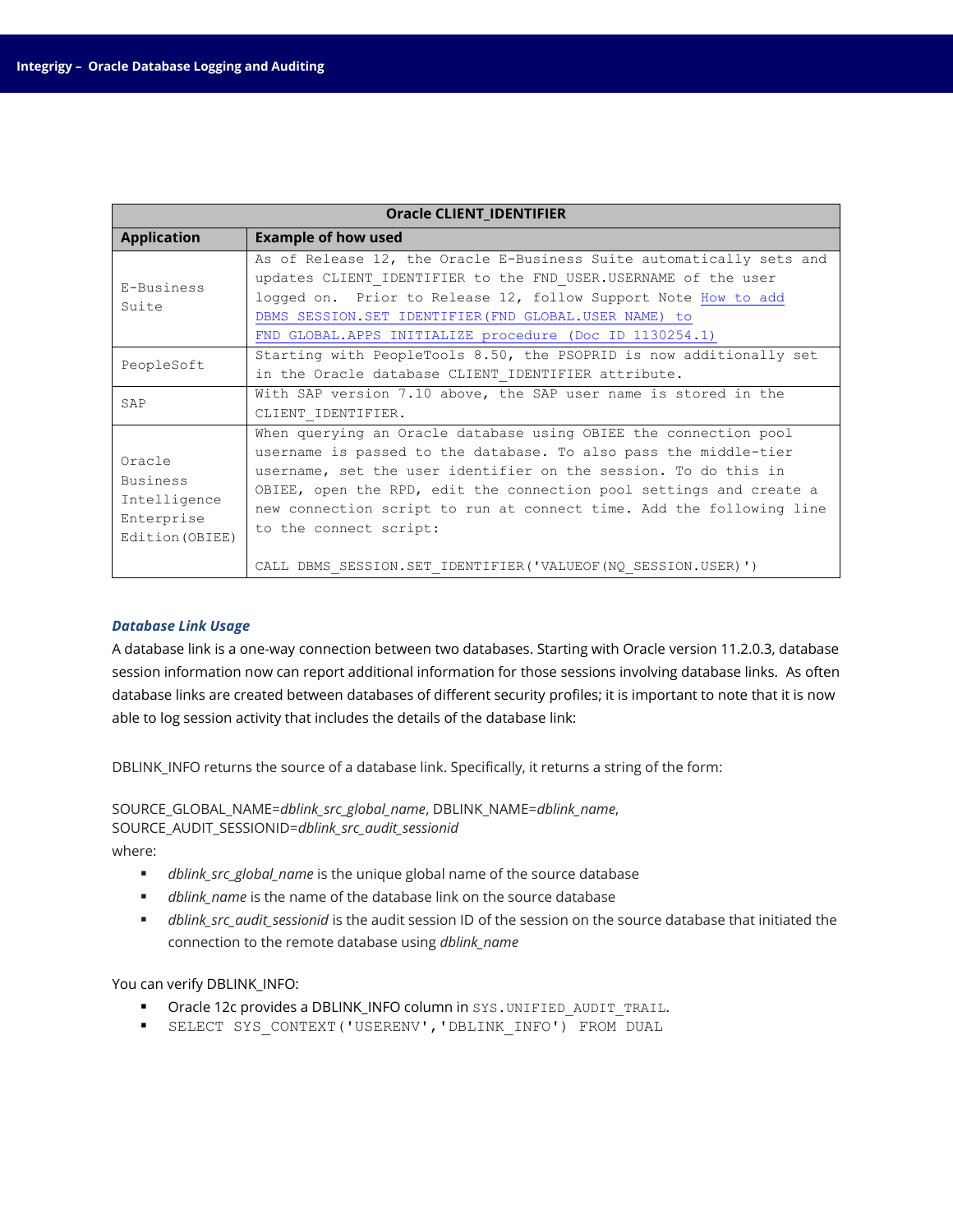| Oracle CLIENT_IDENTIFIER | |
|---|---|
| **Application** | **Example of how used** |
| E-Business Suite | As of Release 12, the Oracle E-Business Suite automatically sets and updates CLIENT_IDENTIFIER to the FND_USER.USERNAME of the user logged on. Prior to Release 12, follow Support Note How to add DBMS_SESSION.SET_IDENTIFIER(FND_GLOBAL.USER_NAME) to FND_GLOBAL.APPS_INITIALIZE procedure (Doc ID 1130254.1) |
| PeopleSoft | Starting with PeopleTools 8.50, the PSOPRID is now additionally set in the Oracle database CLIENT_IDENTIFIER attribute. |
| SAP | With SAP version 7.10 above, the SAP user name is stored in the CLIENT_IDENTIFIER. |
| Oracle Business Intelligence Enterprise Edition(OBIEE) | When querying an Oracle database using OBIEE the connection pool username is passed to the database. To also pass the middle-tier username, set the user identifier on the session. To do this in OBIEE, open the RPD, edit the connection pool settings and create a new connection script to run at connect time. Add the following line to the connect script:<br><br>CALL DBMS_SESSION.SET_IDENTIFIER('VALUEOF(NQ_SESSION.USER)') |

### *Database Link Usage*

A database link is a one-way connection between two databases. Starting with Oracle version 11.2.0.3, database session information now can report additional information for those sessions involving database links. As often database links are created between databases of different security profiles; it is important to note that it is now able to log session activity that includes the details of the database link:

DBLINK_INFO returns the source of a database link. Specifically, it returns a string of the form:

SOURCE_GLOBAL_NAME=*dblink_src_global_name*, DBLINK_NAME=*dblink_name*, SOURCE_AUDIT_SESSIONID=*dblink_src_audit_sessionid*

where:

- *dblink_src_global_name* is the unique global name of the source database
- *dblink_name* is the name of the database link on the source database
- *dblink_src_audit_sessionid* is the audit session ID of the session on the source database that initiated the connection to the remote database using *dblink_name*

You can verify DBLINK_INFO:

- Oracle 12c provides a DBLINK_INFO column in `SYS.UNIFIED_AUDIT_TRAIL`.
- `SELECT SYS_CONTEXT('USERENV','DBLINK_INFO') FROM DUAL`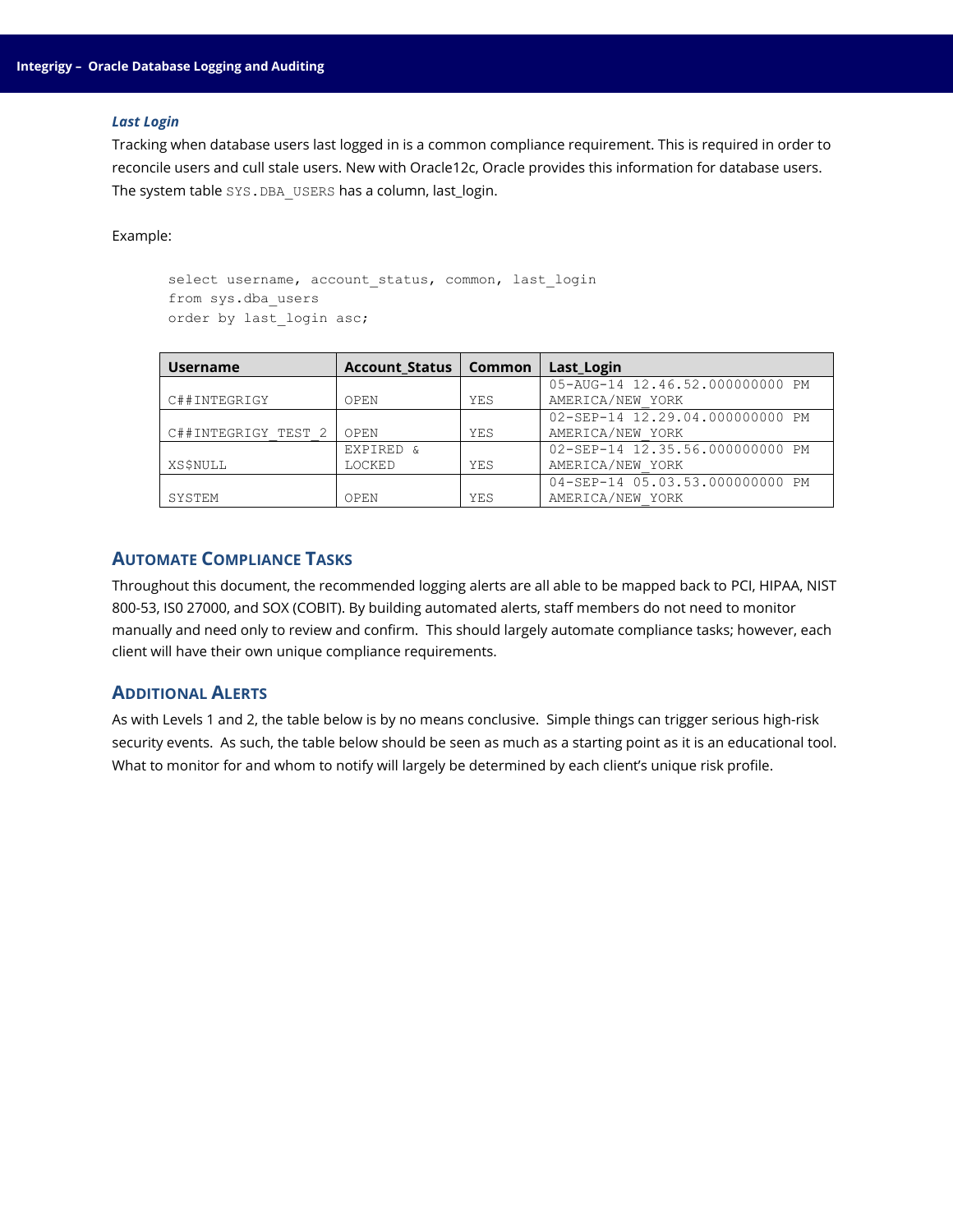### *Last Login*

Tracking when database users last logged in is a common compliance requirement. This is required in order to reconcile users and cull stale users. New with Oracle12c, Oracle provides this information for database users. The system table `SYS.DBA_USERS` has a column, last_login.

Example:

```
select username, account_status, common, last_login
from sys.dba_users
order by last_login asc;
```

| Username | Account_Status | Common | Last_Login |
|---|---|---|---|
| C##INTEGRIGY | OPEN | YES | 05-AUG-14 12.46.52.000000000 PM AMERICA/NEW_YORK |
| C##INTEGRIGY_TEST_2 | OPEN | YES | 02-SEP-14 12.29.04.000000000 PM AMERICA/NEW_YORK |
| XS$NULL | EXPIRED & LOCKED | YES | 02-SEP-14 12.35.56.000000000 PM AMERICA/NEW_YORK |
| SYSTEM | OPEN | YES | 04-SEP-14 05.03.53.000000000 PM AMERICA/NEW_YORK |

## Automate Compliance Tasks

Throughout this document, the recommended logging alerts are all able to be mapped back to PCI, HIPAA, NIST 800-53, IS0 27000, and SOX (COBIT). By building automated alerts, staff members do not need to monitor manually and need only to review and confirm. This should largely automate compliance tasks; however, each client will have their own unique compliance requirements.

## Additional Alerts

As with Levels 1 and 2, the table below is by no means conclusive. Simple things can trigger serious high-risk security events. As such, the table below should be seen as much as a starting point as it is an educational tool. What to monitor for and whom to notify will largely be determined by each client's unique risk profile.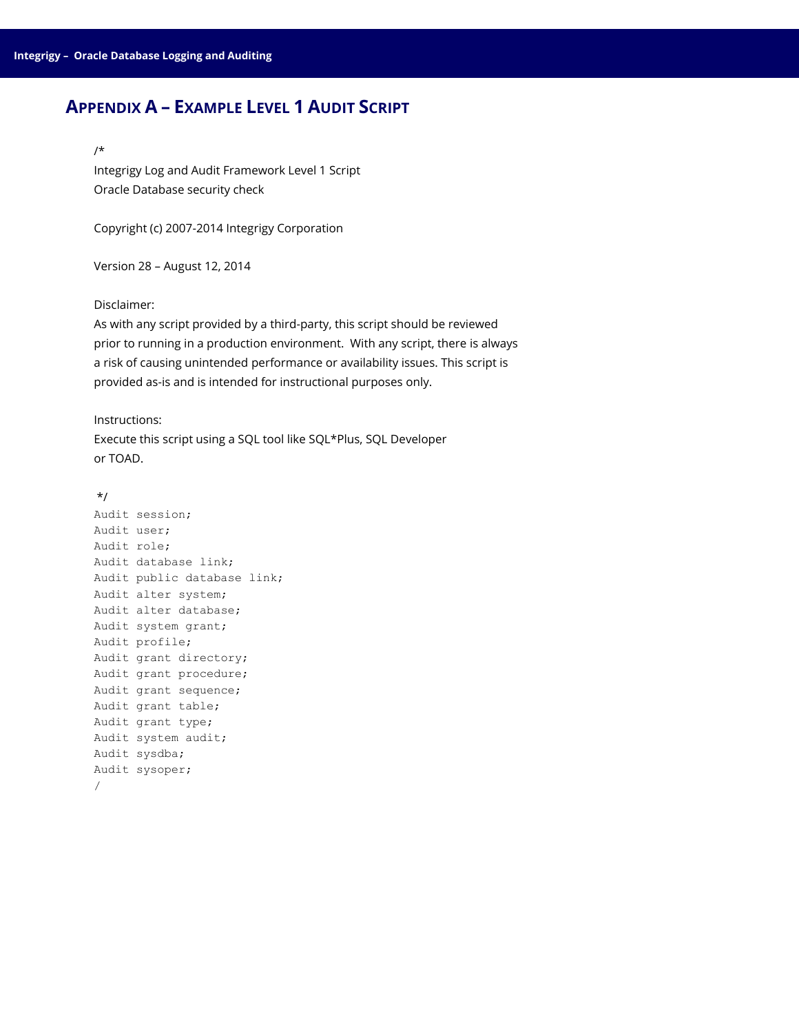## Appendix A – Example Level 1 Audit Script

```
/*
Integrigy Log and Audit Framework Level 1 Script
Oracle Database security check

Copyright (c) 2007-2014 Integrigy Corporation

Version 28 – August 12, 2014

Disclaimer:
As with any script provided by a third-party, this script should be reviewed
prior to running in a production environment.  With any script, there is always
a risk of causing unintended performance or availability issues. This script is
provided as-is and is intended for instructional purposes only.

Instructions:
Execute this script using a SQL tool like SQL*Plus, SQL Developer
or TOAD.

 */
Audit session;
Audit user;
Audit role;
Audit database link;
Audit public database link;
Audit alter system;
Audit alter database;
Audit system grant;
Audit profile;
Audit grant directory;
Audit grant procedure;
Audit grant sequence;
Audit grant table;
Audit grant type;
Audit system audit;
Audit sysdba;
Audit sysoper;
/
```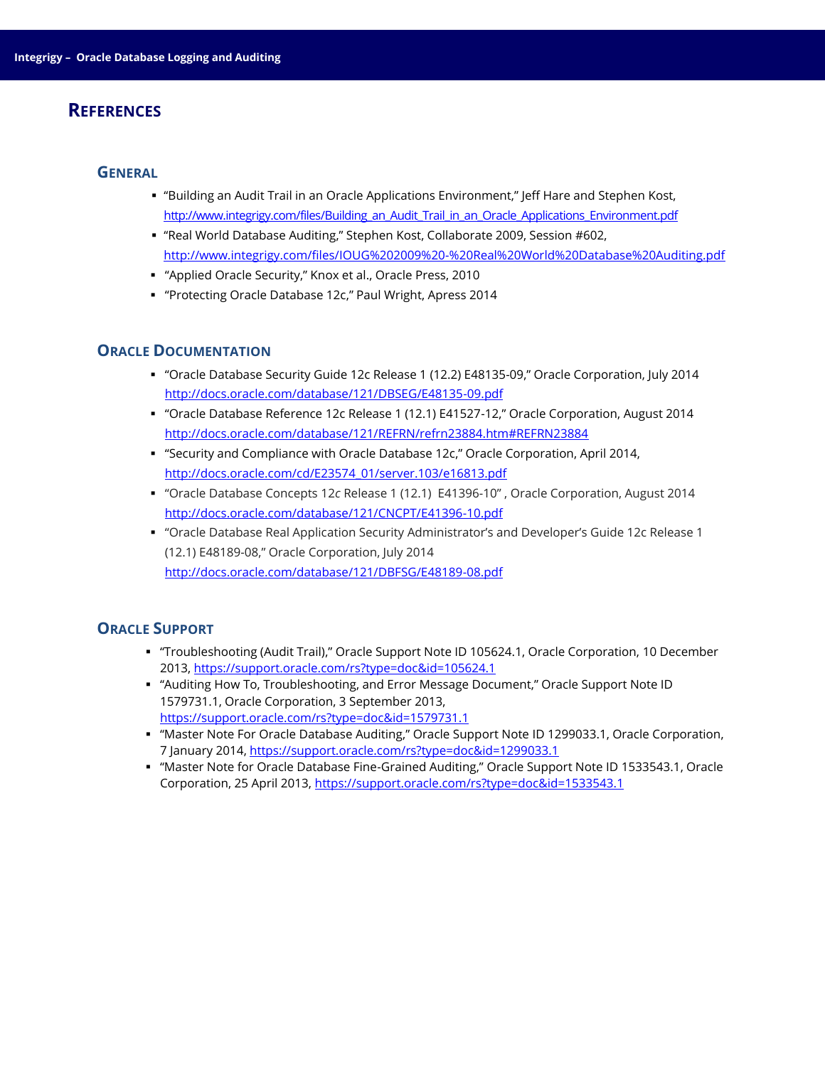# REFERENCES

## GENERAL

- "Building an Audit Trail in an Oracle Applications Environment," Jeff Hare and Stephen Kost, http://www.integrigy.com/files/Building_an_Audit_Trail_in_an_Oracle_Applications_Environment.pdf
- "Real World Database Auditing," Stephen Kost, Collaborate 2009, Session #602, http://www.integrigy.com/files/IOUG%202009%20-%20Real%20World%20Database%20Auditing.pdf
- "Applied Oracle Security," Knox et al., Oracle Press, 2010
- "Protecting Oracle Database 12c," Paul Wright, Apress 2014

## ORACLE DOCUMENTATION

- "Oracle Database Security Guide 12c Release 1 (12.2) E48135-09," Oracle Corporation, July 2014 http://docs.oracle.com/database/121/DBSEG/E48135-09.pdf
- "Oracle Database Reference 12c Release 1 (12.1) E41527-12," Oracle Corporation, August 2014 http://docs.oracle.com/database/121/REFRN/refrn23884.htm#REFRN23884
- "Security and Compliance with Oracle Database 12c," Oracle Corporation, April 2014, http://docs.oracle.com/cd/E23574_01/server.103/e16813.pdf
- "Oracle Database Concepts 12c Release 1 (12.1) E41396-10" , Oracle Corporation, August 2014 http://docs.oracle.com/database/121/CNCPT/E41396-10.pdf
- "Oracle Database Real Application Security Administrator's and Developer's Guide 12c Release 1 (12.1) E48189-08," Oracle Corporation, July 2014 http://docs.oracle.com/database/121/DBFSG/E48189-08.pdf

## ORACLE SUPPORT

- "Troubleshooting (Audit Trail)," Oracle Support Note ID 105624.1, Oracle Corporation, 10 December 2013, https://support.oracle.com/rs?type=doc&id=105624.1
- "Auditing How To, Troubleshooting, and Error Message Document," Oracle Support Note ID 1579731.1, Oracle Corporation, 3 September 2013, https://support.oracle.com/rs?type=doc&id=1579731.1
- "Master Note For Oracle Database Auditing," Oracle Support Note ID 1299033.1, Oracle Corporation, 7 January 2014, https://support.oracle.com/rs?type=doc&id=1299033.1
- "Master Note for Oracle Database Fine-Grained Auditing," Oracle Support Note ID 1533543.1, Oracle Corporation, 25 April 2013, https://support.oracle.com/rs?type=doc&id=1533543.1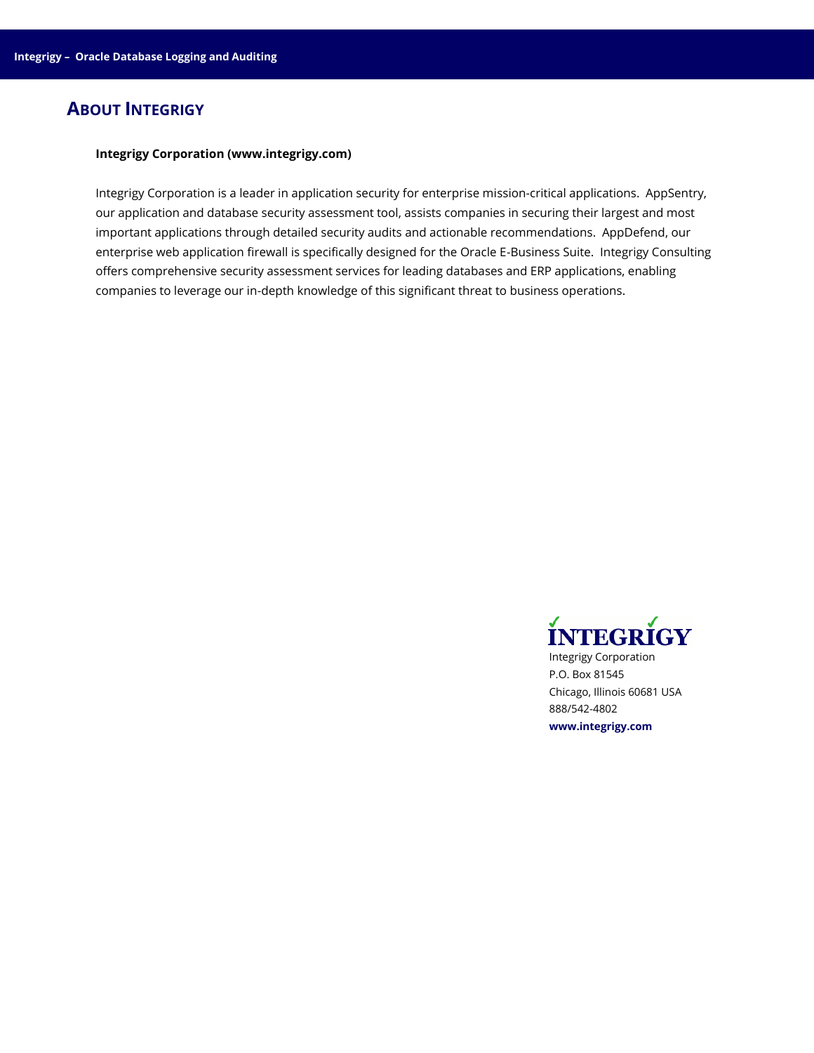## About Integrigy

**Integrigy Corporation (www.integrigy.com)**

Integrigy Corporation is a leader in application security for enterprise mission-critical applications. AppSentry, our application and database security assessment tool, assists companies in securing their largest and most important applications through detailed security audits and actionable recommendations. AppDefend, our enterprise web application firewall is specifically designed for the Oracle E-Business Suite. Integrigy Consulting offers comprehensive security assessment services for leading databases and ERP applications, enabling companies to leverage our in-depth knowledge of this significant threat to business operations.

INTEGRIGY

Integrigy Corporation
P.O. Box 81545
Chicago, Illinois 60681 USA
888/542-4802
**www.integrigy.com**